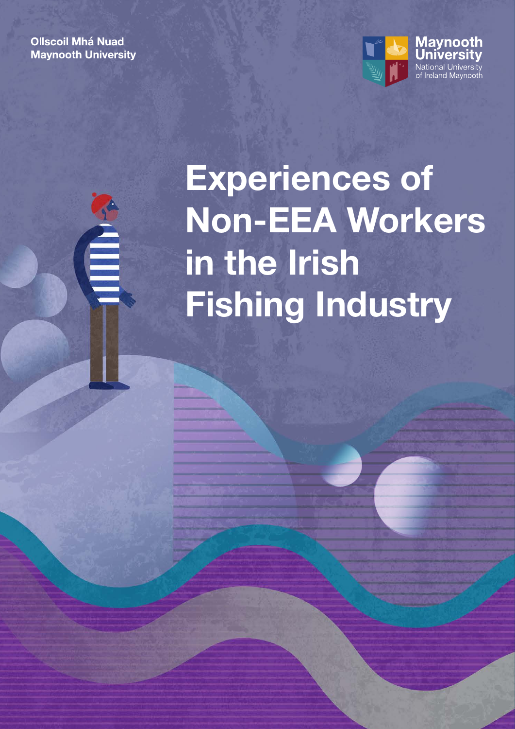Ollscoil Mhá Nuad
Maynooth University

Maynooth University
National University of Ireland Maynooth

# Experiences of Non-EEA Workers in the Irish Fishing Industry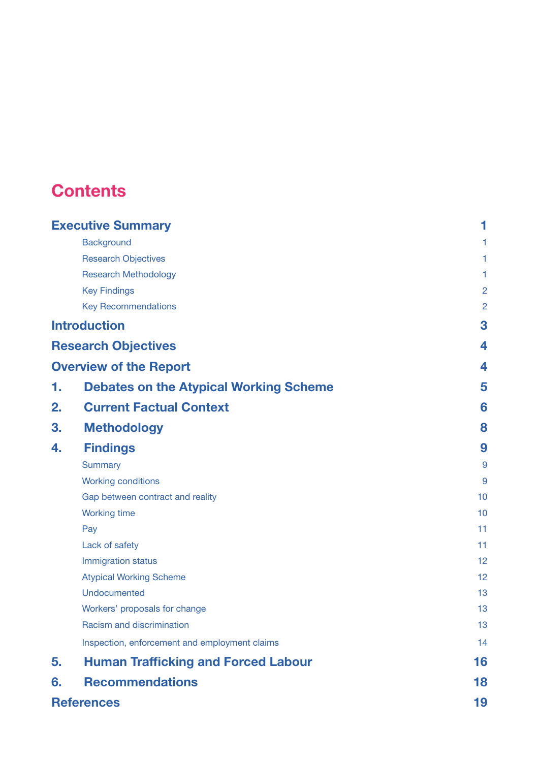# Contents

| | |
|---|---|
| **Executive Summary** | **1** |
| Background | 1 |
| Research Objectives | 1 |
| Research Methodology | 1 |
| Key Findings | 2 |
| Key Recommendations | 2 |
| **Introduction** | **3** |
| **Research Objectives** | **4** |
| **Overview of the Report** | **4** |
| **1. Debates on the Atypical Working Scheme** | **5** |
| **2. Current Factual Context** | **6** |
| **3. Methodology** | **8** |
| **4. Findings** | **9** |
| Summary | 9 |
| Working conditions | 9 |
| Gap between contract and reality | 10 |
| Working time | 10 |
| Pay | 11 |
| Lack of safety | 11 |
| Immigration status | 12 |
| Atypical Working Scheme | 12 |
| Undocumented | 13 |
| Workers' proposals for change | 13 |
| Racism and discrimination | 13 |
| Inspection, enforcement and employment claims | 14 |
| **5. Human Trafficking and Forced Labour** | **16** |
| **6. Recommendations** | **18** |
| **References** | **19** |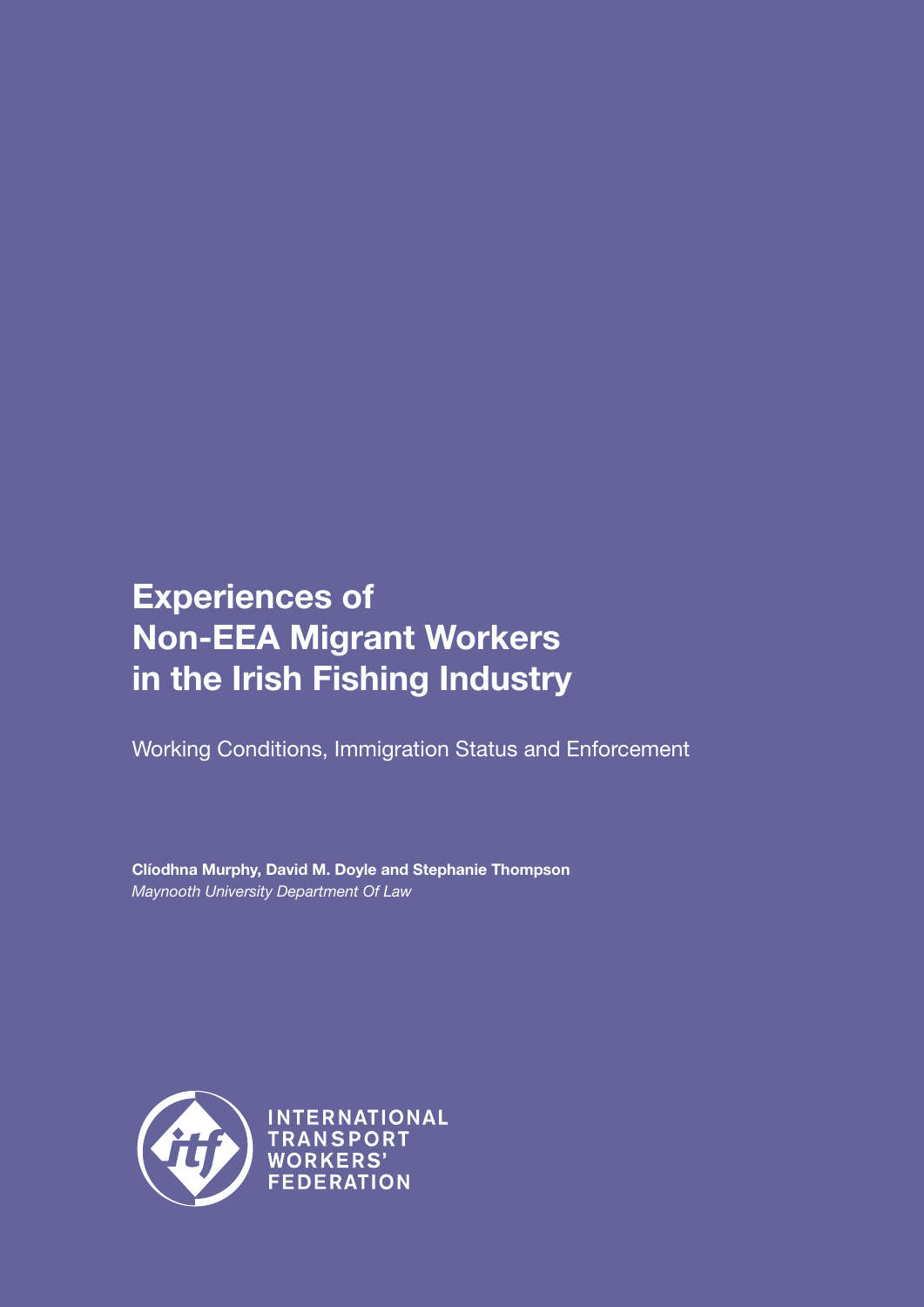# Experiences of Non-EEA Migrant Workers in the Irish Fishing Industry

Working Conditions, Immigration Status and Enforcement

**Clíodhna Murphy, David M. Doyle and Stephanie Thompson**
*Maynooth University Department Of Law*

INTERNATIONAL TRANSPORT WORKERS' FEDERATION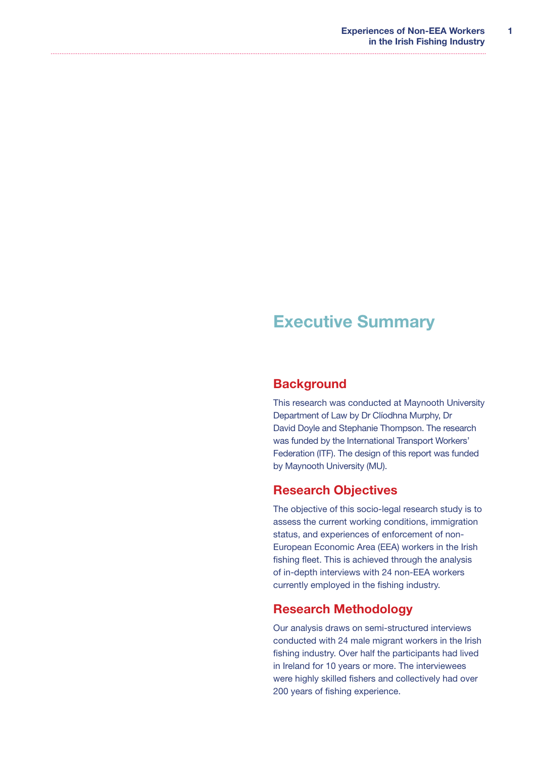# Executive Summary

## Background

This research was conducted at Maynooth University Department of Law by Dr Clíodhna Murphy, Dr David Doyle and Stephanie Thompson. The research was funded by the International Transport Workers' Federation (ITF). The design of this report was funded by Maynooth University (MU).

## Research Objectives

The objective of this socio-legal research study is to assess the current working conditions, immigration status, and experiences of enforcement of non-European Economic Area (EEA) workers in the Irish fishing fleet. This is achieved through the analysis of in-depth interviews with 24 non-EEA workers currently employed in the fishing industry.

## Research Methodology

Our analysis draws on semi-structured interviews conducted with 24 male migrant workers in the Irish fishing industry. Over half the participants had lived in Ireland for 10 years or more. The interviewees were highly skilled fishers and collectively had over 200 years of fishing experience.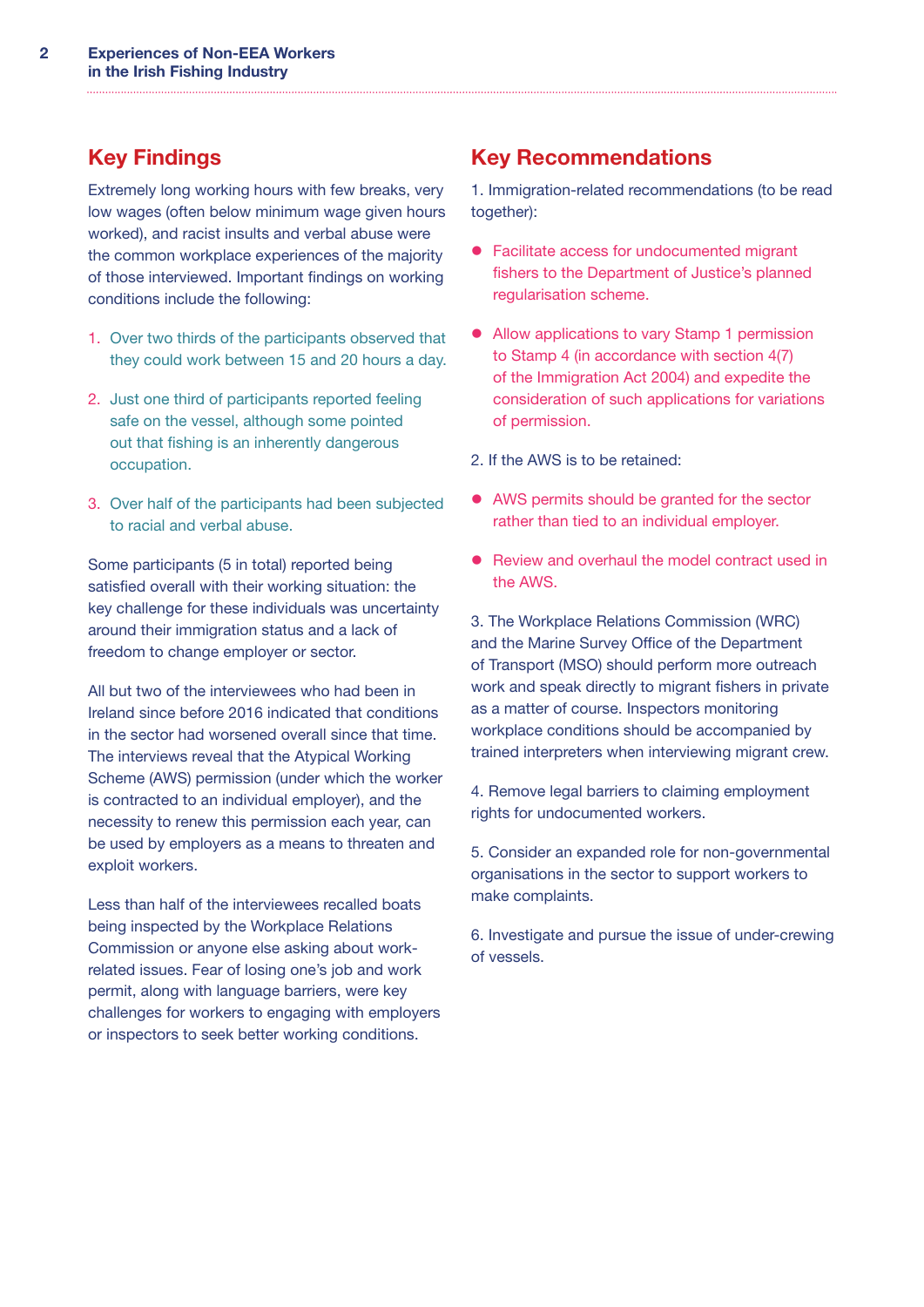## Key Findings

Extremely long working hours with few breaks, very low wages (often below minimum wage given hours worked), and racist insults and verbal abuse were the common workplace experiences of the majority of those interviewed. Important findings on working conditions include the following:

1. Over two thirds of the participants observed that they could work between 15 and 20 hours a day.
2. Just one third of participants reported feeling safe on the vessel, although some pointed out that fishing is an inherently dangerous occupation.
3. Over half of the participants had been subjected to racial and verbal abuse.

Some participants (5 in total) reported being satisfied overall with their working situation: the key challenge for these individuals was uncertainty around their immigration status and a lack of freedom to change employer or sector.

All but two of the interviewees who had been in Ireland since before 2016 indicated that conditions in the sector had worsened overall since that time. The interviews reveal that the Atypical Working Scheme (AWS) permission (under which the worker is contracted to an individual employer), and the necessity to renew this permission each year, can be used by employers as a means to threaten and exploit workers.

Less than half of the interviewees recalled boats being inspected by the Workplace Relations Commission or anyone else asking about work-related issues. Fear of losing one's job and work permit, along with language barriers, were key challenges for workers to engaging with employers or inspectors to seek better working conditions.

## Key Recommendations

1. Immigration-related recommendations (to be read together):

- Facilitate access for undocumented migrant fishers to the Department of Justice's planned regularisation scheme.
- Allow applications to vary Stamp 1 permission to Stamp 4 (in accordance with section 4(7) of the Immigration Act 2004) and expedite the consideration of such applications for variations of permission.

2. If the AWS is to be retained:

- AWS permits should be granted for the sector rather than tied to an individual employer.
- Review and overhaul the model contract used in the AWS.

3. The Workplace Relations Commission (WRC) and the Marine Survey Office of the Department of Transport (MSO) should perform more outreach work and speak directly to migrant fishers in private as a matter of course. Inspectors monitoring workplace conditions should be accompanied by trained interpreters when interviewing migrant crew.

4. Remove legal barriers to claiming employment rights for undocumented workers.

5. Consider an expanded role for non-governmental organisations in the sector to support workers to make complaints.

6. Investigate and pursue the issue of under-crewing of vessels.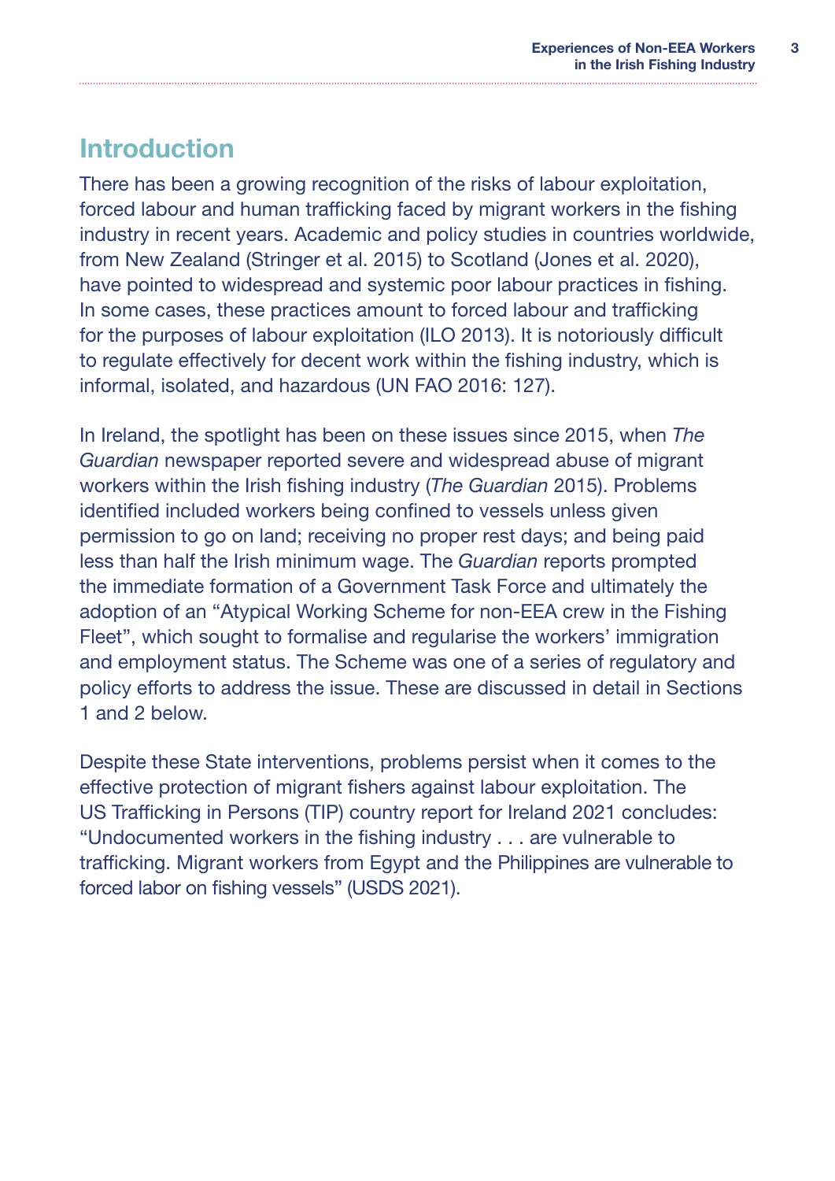# Introduction

There has been a growing recognition of the risks of labour exploitation, forced labour and human trafficking faced by migrant workers in the fishing industry in recent years. Academic and policy studies in countries worldwide, from New Zealand (Stringer et al. 2015) to Scotland (Jones et al. 2020), have pointed to widespread and systemic poor labour practices in fishing. In some cases, these practices amount to forced labour and trafficking for the purposes of labour exploitation (ILO 2013). It is notoriously difficult to regulate effectively for decent work within the fishing industry, which is informal, isolated, and hazardous (UN FAO 2016: 127).

In Ireland, the spotlight has been on these issues since 2015, when *The Guardian* newspaper reported severe and widespread abuse of migrant workers within the Irish fishing industry (*The Guardian* 2015). Problems identified included workers being confined to vessels unless given permission to go on land; receiving no proper rest days; and being paid less than half the Irish minimum wage. The *Guardian* reports prompted the immediate formation of a Government Task Force and ultimately the adoption of an "Atypical Working Scheme for non-EEA crew in the Fishing Fleet", which sought to formalise and regularise the workers' immigration and employment status. The Scheme was one of a series of regulatory and policy efforts to address the issue. These are discussed in detail in Sections 1 and 2 below.

Despite these State interventions, problems persist when it comes to the effective protection of migrant fishers against labour exploitation. The US Trafficking in Persons (TIP) country report for Ireland 2021 concludes: "Undocumented workers in the fishing industry . . . are vulnerable to trafficking. Migrant workers from Egypt and the Philippines are vulnerable to forced labor on fishing vessels" (USDS 2021).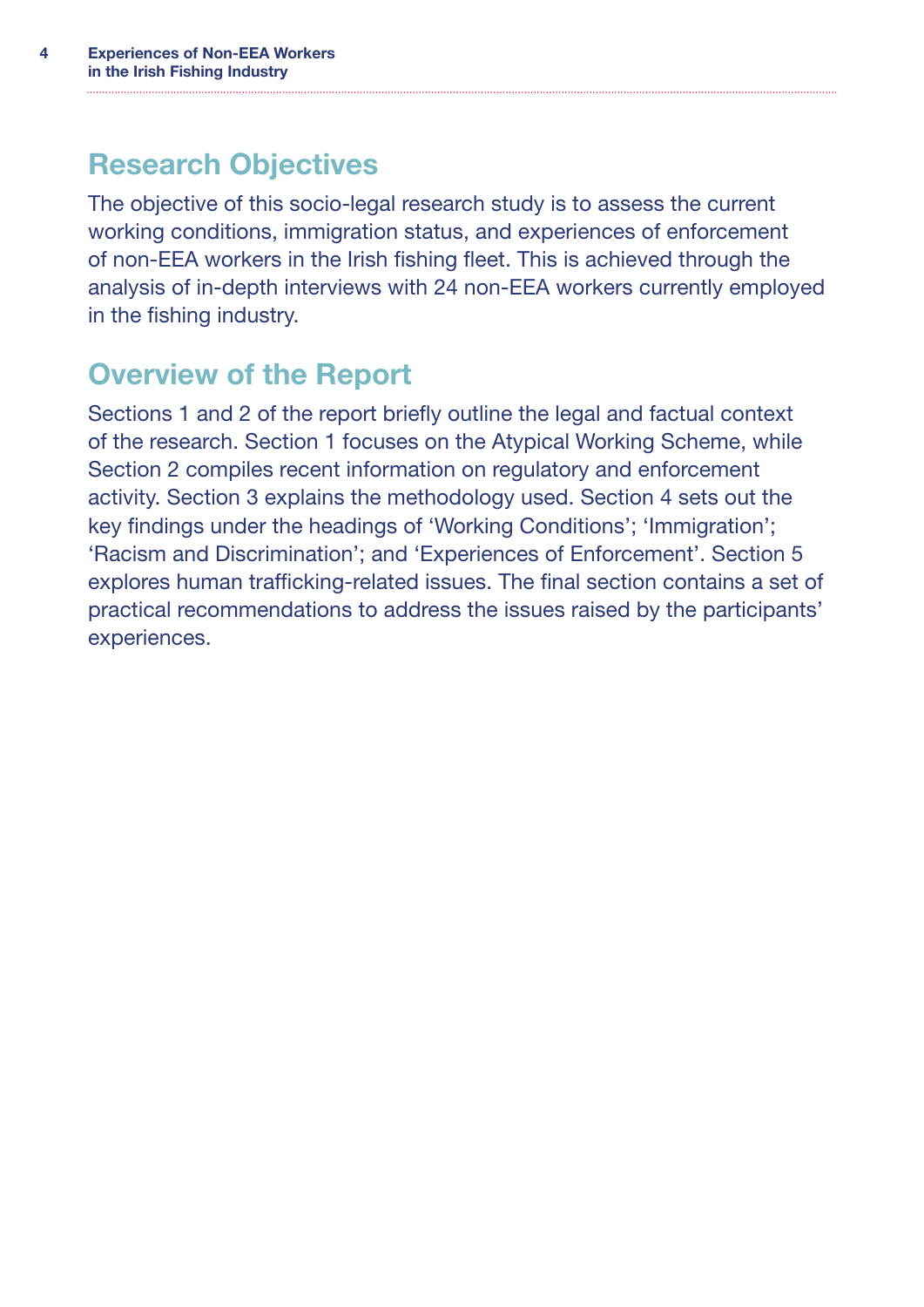## Research Objectives

The objective of this socio-legal research study is to assess the current working conditions, immigration status, and experiences of enforcement of non-EEA workers in the Irish fishing fleet. This is achieved through the analysis of in-depth interviews with 24 non-EEA workers currently employed in the fishing industry.

## Overview of the Report

Sections 1 and 2 of the report briefly outline the legal and factual context of the research. Section 1 focuses on the Atypical Working Scheme, while Section 2 compiles recent information on regulatory and enforcement activity. Section 3 explains the methodology used. Section 4 sets out the key findings under the headings of 'Working Conditions'; 'Immigration'; 'Racism and Discrimination'; and 'Experiences of Enforcement'. Section 5 explores human trafficking-related issues. The final section contains a set of practical recommendations to address the issues raised by the participants' experiences.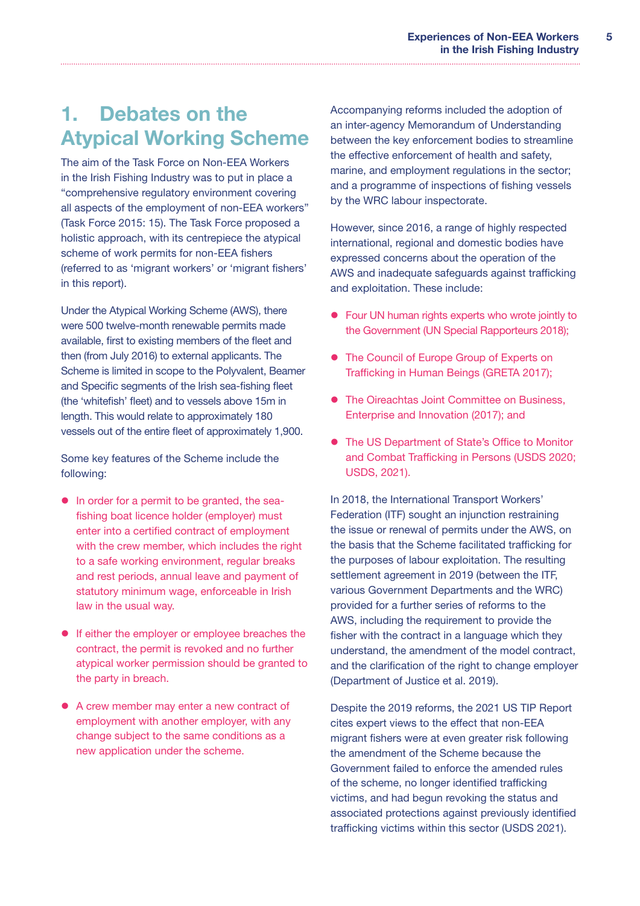# 1. Debates on the Atypical Working Scheme

The aim of the Task Force on Non-EEA Workers in the Irish Fishing Industry was to put in place a "comprehensive regulatory environment covering all aspects of the employment of non-EEA workers" (Task Force 2015: 15). The Task Force proposed a holistic approach, with its centrepiece the atypical scheme of work permits for non-EEA fishers (referred to as 'migrant workers' or 'migrant fishers' in this report).

Under the Atypical Working Scheme (AWS), there were 500 twelve-month renewable permits made available, first to existing members of the fleet and then (from July 2016) to external applicants. The Scheme is limited in scope to the Polyvalent, Beamer and Specific segments of the Irish sea-fishing fleet (the 'whitefish' fleet) and to vessels above 15m in length. This would relate to approximately 180 vessels out of the entire fleet of approximately 1,900.

Some key features of the Scheme include the following:

- In order for a permit to be granted, the sea-fishing boat licence holder (employer) must enter into a certified contract of employment with the crew member, which includes the right to a safe working environment, regular breaks and rest periods, annual leave and payment of statutory minimum wage, enforceable in Irish law in the usual way.
- If either the employer or employee breaches the contract, the permit is revoked and no further atypical worker permission should be granted to the party in breach.
- A crew member may enter a new contract of employment with another employer, with any change subject to the same conditions as a new application under the scheme.

Accompanying reforms included the adoption of an inter-agency Memorandum of Understanding between the key enforcement bodies to streamline the effective enforcement of health and safety, marine, and employment regulations in the sector; and a programme of inspections of fishing vessels by the WRC labour inspectorate.

However, since 2016, a range of highly respected international, regional and domestic bodies have expressed concerns about the operation of the AWS and inadequate safeguards against trafficking and exploitation. These include:

- Four UN human rights experts who wrote jointly to the Government (UN Special Rapporteurs 2018);
- The Council of Europe Group of Experts on Trafficking in Human Beings (GRETA 2017);
- The Oireachtas Joint Committee on Business, Enterprise and Innovation (2017); and
- The US Department of State's Office to Monitor and Combat Trafficking in Persons (USDS 2020; USDS, 2021).

In 2018, the International Transport Workers' Federation (ITF) sought an injunction restraining the issue or renewal of permits under the AWS, on the basis that the Scheme facilitated trafficking for the purposes of labour exploitation. The resulting settlement agreement in 2019 (between the ITF, various Government Departments and the WRC) provided for a further series of reforms to the AWS, including the requirement to provide the fisher with the contract in a language which they understand, the amendment of the model contract, and the clarification of the right to change employer (Department of Justice et al. 2019).

Despite the 2019 reforms, the 2021 US TIP Report cites expert views to the effect that non-EEA migrant fishers were at even greater risk following the amendment of the Scheme because the Government failed to enforce the amended rules of the scheme, no longer identified trafficking victims, and had begun revoking the status and associated protections against previously identified trafficking victims within this sector (USDS 2021).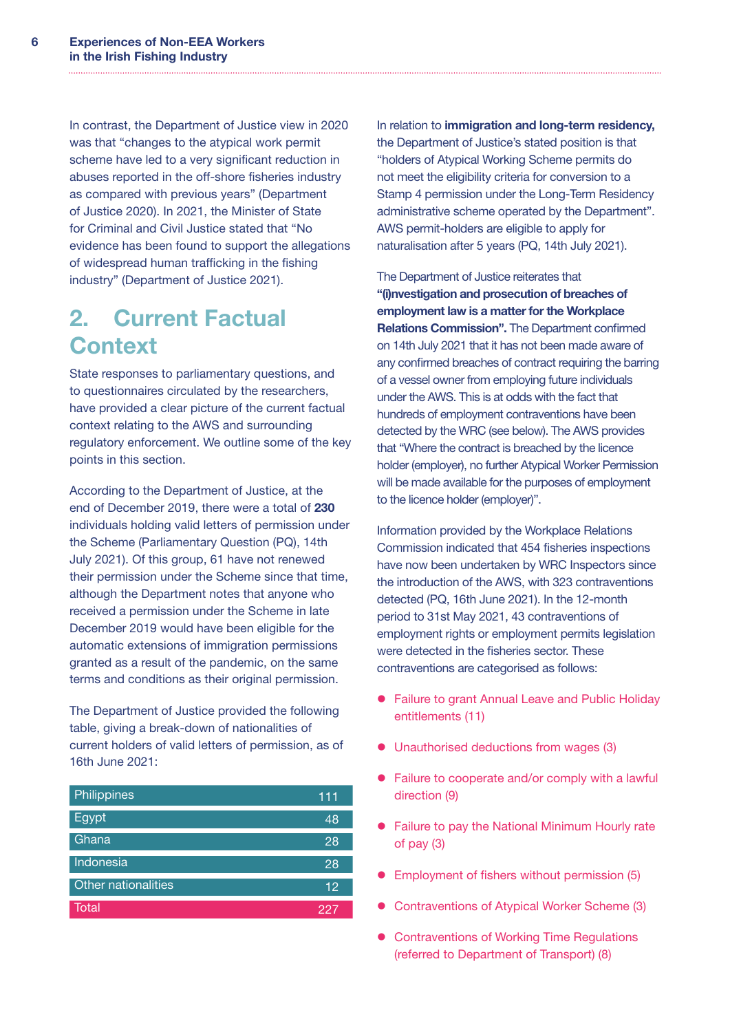In contrast, the Department of Justice view in 2020 was that "changes to the atypical work permit scheme have led to a very significant reduction in abuses reported in the off-shore fisheries industry as compared with previous years" (Department of Justice 2020). In 2021, the Minister of State for Criminal and Civil Justice stated that "No evidence has been found to support the allegations of widespread human trafficking in the fishing industry" (Department of Justice 2021).

## 2. Current Factual Context

State responses to parliamentary questions, and to questionnaires circulated by the researchers, have provided a clear picture of the current factual context relating to the AWS and surrounding regulatory enforcement. We outline some of the key points in this section.

According to the Department of Justice, at the end of December 2019, there were a total of **230** individuals holding valid letters of permission under the Scheme (Parliamentary Question (PQ), 14th July 2021). Of this group, 61 have not renewed their permission under the Scheme since that time, although the Department notes that anyone who received a permission under the Scheme in late December 2019 would have been eligible for the automatic extensions of immigration permissions granted as a result of the pandemic, on the same terms and conditions as their original permission.

The Department of Justice provided the following table, giving a break-down of nationalities of current holders of valid letters of permission, as of 16th June 2021:

| Nationality | Number |
|---|---|
| Philippines | 111 |
| Egypt | 48 |
| Ghana | 28 |
| Indonesia | 28 |
| Other nationalities | 12 |
| Total | 227 |

In relation to **immigration and long-term residency,** the Department of Justice's stated position is that "holders of Atypical Working Scheme permits do not meet the eligibility criteria for conversion to a Stamp 4 permission under the Long-Term Residency administrative scheme operated by the Department". AWS permit-holders are eligible to apply for naturalisation after 5 years (PQ, 14th July 2021).

The Department of Justice reiterates that **"(i)nvestigation and prosecution of breaches of employment law is a matter for the Workplace Relations Commission".** The Department confirmed on 14th July 2021 that it has not been made aware of any confirmed breaches of contract requiring the barring of a vessel owner from employing future individuals under the AWS. This is at odds with the fact that hundreds of employment contraventions have been detected by the WRC (see below). The AWS provides that "Where the contract is breached by the licence holder (employer), no further Atypical Worker Permission will be made available for the purposes of employment to the licence holder (employer)".

Information provided by the Workplace Relations Commission indicated that 454 fisheries inspections have now been undertaken by WRC Inspectors since the introduction of the AWS, with 323 contraventions detected (PQ, 16th June 2021). In the 12-month period to 31st May 2021, 43 contraventions of employment rights or employment permits legislation were detected in the fisheries sector. These contraventions are categorised as follows:

- Failure to grant Annual Leave and Public Holiday entitlements (11)
- Unauthorised deductions from wages (3)
- Failure to cooperate and/or comply with a lawful direction (9)
- Failure to pay the National Minimum Hourly rate of pay (3)
- Employment of fishers without permission (5)
- Contraventions of Atypical Worker Scheme (3)
- Contraventions of Working Time Regulations (referred to Department of Transport) (8)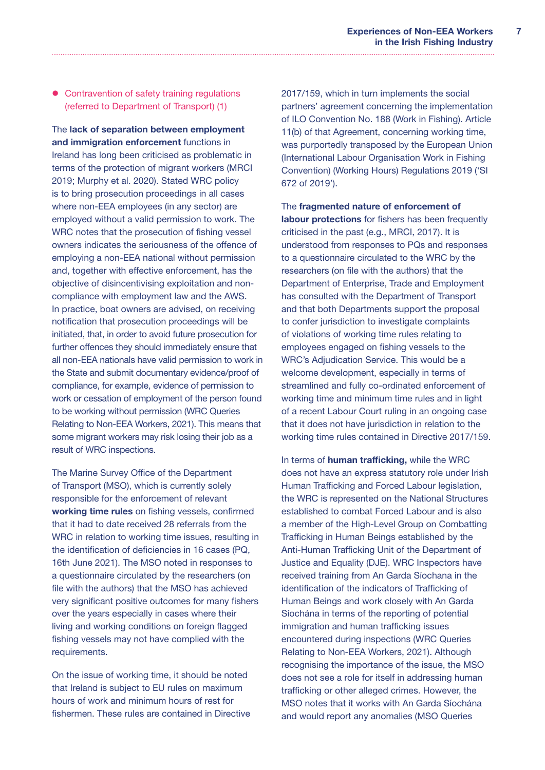- Contravention of safety training regulations (referred to Department of Transport) (1)

The **lack of separation between employment and immigration enforcement** functions in Ireland has long been criticised as problematic in terms of the protection of migrant workers (MRCI 2019; Murphy et al. 2020). Stated WRC policy is to bring prosecution proceedings in all cases where non-EEA employees (in any sector) are employed without a valid permission to work. The WRC notes that the prosecution of fishing vessel owners indicates the seriousness of the offence of employing a non-EEA national without permission and, together with effective enforcement, has the objective of disincentivising exploitation and non-compliance with employment law and the AWS. In practice, boat owners are advised, on receiving notification that prosecution proceedings will be initiated, that, in order to avoid future prosecution for further offences they should immediately ensure that all non-EEA nationals have valid permission to work in the State and submit documentary evidence/proof of compliance, for example, evidence of permission to work or cessation of employment of the person found to be working without permission (WRC Queries Relating to Non-EEA Workers, 2021). This means that some migrant workers may risk losing their job as a result of WRC inspections.

The Marine Survey Office of the Department of Transport (MSO), which is currently solely responsible for the enforcement of relevant **working time rules** on fishing vessels, confirmed that it had to date received 28 referrals from the WRC in relation to working time issues, resulting in the identification of deficiencies in 16 cases (PQ, 16th June 2021). The MSO noted in responses to a questionnaire circulated by the researchers (on file with the authors) that the MSO has achieved very significant positive outcomes for many fishers over the years especially in cases where their living and working conditions on foreign flagged fishing vessels may not have complied with the requirements.

On the issue of working time, it should be noted that Ireland is subject to EU rules on maximum hours of work and minimum hours of rest for fishermen. These rules are contained in Directive 2017/159, which in turn implements the social partners' agreement concerning the implementation of ILO Convention No. 188 (Work in Fishing). Article 11(b) of that Agreement, concerning working time, was purportedly transposed by the European Union (International Labour Organisation Work in Fishing Convention) (Working Hours) Regulations 2019 ('SI 672 of 2019').

The **fragmented nature of enforcement of labour protections** for fishers has been frequently criticised in the past (e.g., MRCI, 2017). It is understood from responses to PQs and responses to a questionnaire circulated to the WRC by the researchers (on file with the authors) that the Department of Enterprise, Trade and Employment has consulted with the Department of Transport and that both Departments support the proposal to confer jurisdiction to investigate complaints of violations of working time rules relating to employees engaged on fishing vessels to the WRC's Adjudication Service. This would be a welcome development, especially in terms of streamlined and fully co-ordinated enforcement of working time and minimum time rules and in light of a recent Labour Court ruling in an ongoing case that it does not have jurisdiction in relation to the working time rules contained in Directive 2017/159.

In terms of **human trafficking,** while the WRC does not have an express statutory role under Irish Human Trafficking and Forced Labour legislation, the WRC is represented on the National Structures established to combat Forced Labour and is also a member of the High-Level Group on Combatting Trafficking in Human Beings established by the Anti-Human Trafficking Unit of the Department of Justice and Equality (DJE). WRC Inspectors have received training from An Garda Síochana in the identification of the indicators of Trafficking of Human Beings and work closely with An Garda Síochána in terms of the reporting of potential immigration and human trafficking issues encountered during inspections (WRC Queries Relating to Non-EEA Workers, 2021). Although recognising the importance of the issue, the MSO does not see a role for itself in addressing human trafficking or other alleged crimes. However, the MSO notes that it works with An Garda Síochána and would report any anomalies (MSO Queries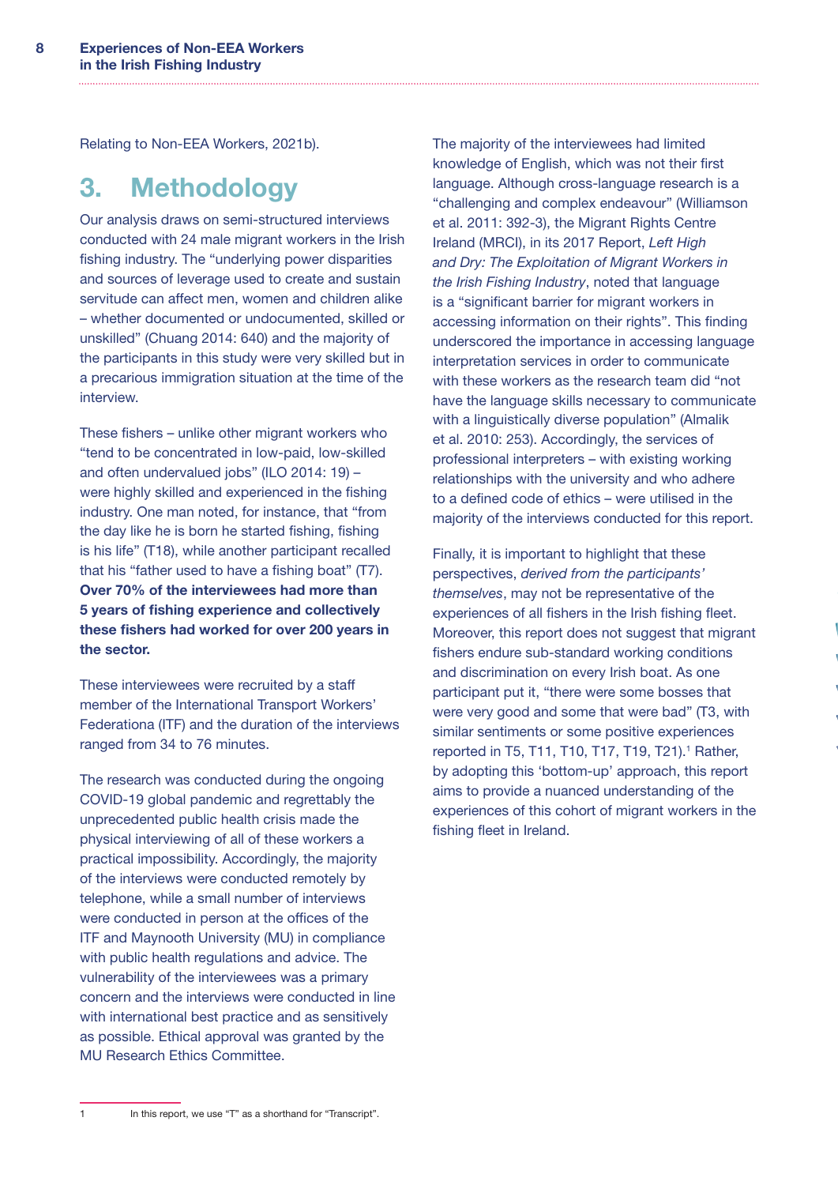Relating to Non-EEA Workers, 2021b).

# 3. Methodology

Our analysis draws on semi-structured interviews conducted with 24 male migrant workers in the Irish fishing industry. The "underlying power disparities and sources of leverage used to create and sustain servitude can affect men, women and children alike – whether documented or undocumented, skilled or unskilled" (Chuang 2014: 640) and the majority of the participants in this study were very skilled but in a precarious immigration situation at the time of the interview.

These fishers – unlike other migrant workers who "tend to be concentrated in low-paid, low-skilled and often undervalued jobs" (ILO 2014: 19) – were highly skilled and experienced in the fishing industry. One man noted, for instance, that "from the day like he is born he started fishing, fishing is his life" (T18), while another participant recalled that his "father used to have a fishing boat" (T7). **Over 70% of the interviewees had more than 5 years of fishing experience and collectively these fishers had worked for over 200 years in the sector.**

These interviewees were recruited by a staff member of the International Transport Workers' Federationa (ITF) and the duration of the interviews ranged from 34 to 76 minutes.

The research was conducted during the ongoing COVID-19 global pandemic and regrettably the unprecedented public health crisis made the physical interviewing of all of these workers a practical impossibility. Accordingly, the majority of the interviews were conducted remotely by telephone, while a small number of interviews were conducted in person at the offices of the ITF and Maynooth University (MU) in compliance with public health regulations and advice. The vulnerability of the interviewees was a primary concern and the interviews were conducted in line with international best practice and as sensitively as possible. Ethical approval was granted by the MU Research Ethics Committee.

The majority of the interviewees had limited knowledge of English, which was not their first language. Although cross-language research is a "challenging and complex endeavour" (Williamson et al. 2011: 392-3), the Migrant Rights Centre Ireland (MRCI), in its 2017 Report, *Left High and Dry: The Exploitation of Migrant Workers in the Irish Fishing Industry*, noted that language is a "significant barrier for migrant workers in accessing information on their rights". This finding underscored the importance in accessing language interpretation services in order to communicate with these workers as the research team did "not have the language skills necessary to communicate with a linguistically diverse population" (Almalik et al. 2010: 253). Accordingly, the services of professional interpreters – with existing working relationships with the university and who adhere to a defined code of ethics – were utilised in the majority of the interviews conducted for this report.

Finally, it is important to highlight that these perspectives, *derived from the participants' themselves*, may not be representative of the experiences of all fishers in the Irish fishing fleet. Moreover, this report does not suggest that migrant fishers endure sub-standard working conditions and discrimination on every Irish boat. As one participant put it, "there were some bosses that were very good and some that were bad" (T3, with similar sentiments or some positive experiences reported in T5, T11, T10, T17, T19, T21).[1] Rather, by adopting this 'bottom-up' approach, this report aims to provide a nuanced understanding of the experiences of this cohort of migrant workers in the fishing fleet in Ireland.

[1] In this report, we use "T" as a shorthand for "Transcript".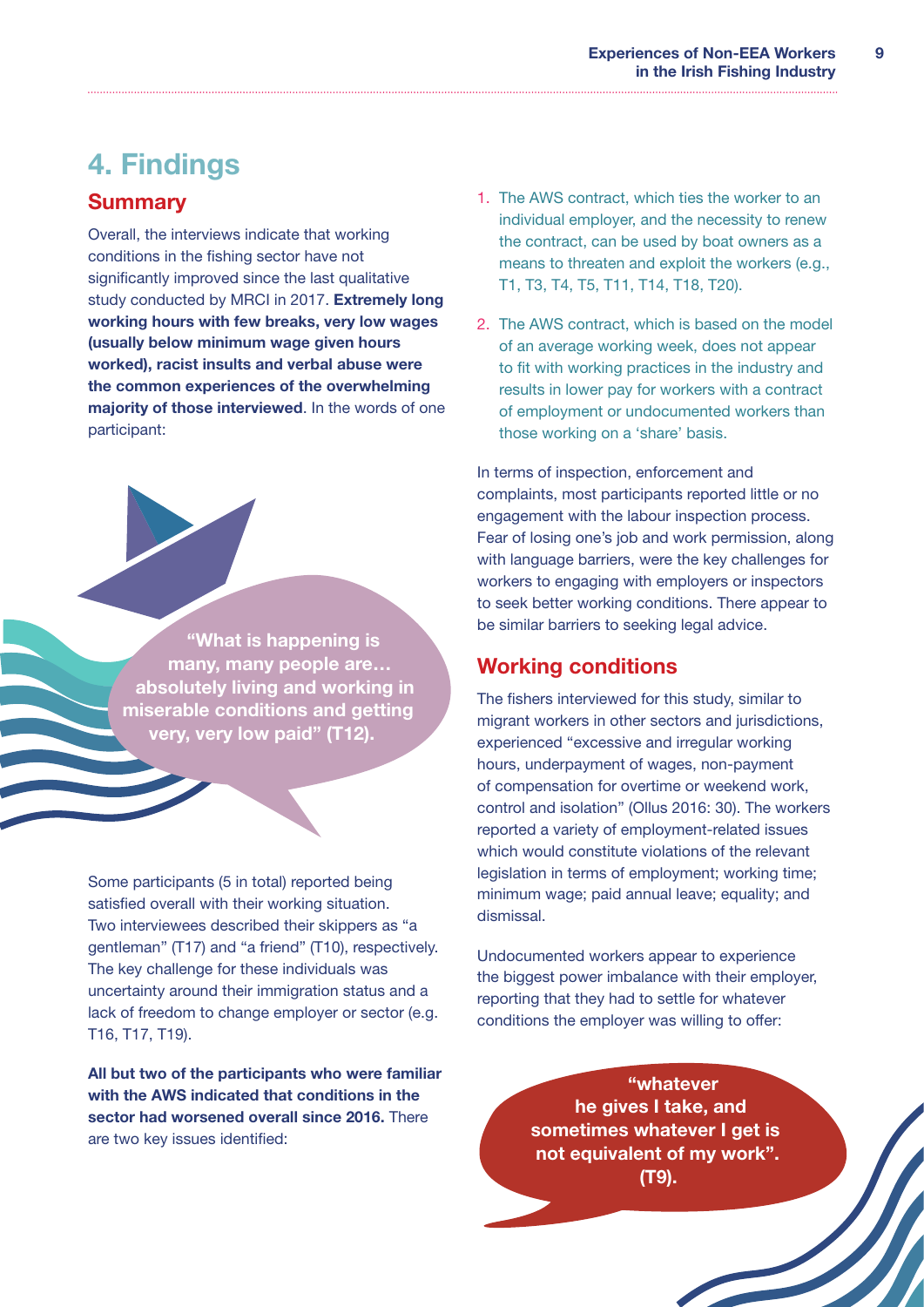# 4. Findings

## Summary

Overall, the interviews indicate that working conditions in the fishing sector have not significantly improved since the last qualitative study conducted by MRCI in 2017. **Extremely long working hours with few breaks, very low wages (usually below minimum wage given hours worked), racist insults and verbal abuse were the common experiences of the overwhelming majority of those interviewed**. In the words of one participant:

> **"What is happening is many, many people are… absolutely living and working in miserable conditions and getting very, very low paid" (T12).**

Some participants (5 in total) reported being satisfied overall with their working situation. Two interviewees described their skippers as "a gentleman" (T17) and "a friend" (T10), respectively. The key challenge for these individuals was uncertainty around their immigration status and a lack of freedom to change employer or sector (e.g. T16, T17, T19).

**All but two of the participants who were familiar with the AWS indicated that conditions in the sector had worsened overall since 2016.** There are two key issues identified:

1. The AWS contract, which ties the worker to an individual employer, and the necessity to renew the contract, can be used by boat owners as a means to threaten and exploit the workers (e.g., T1, T3, T4, T5, T11, T14, T18, T20).
2. The AWS contract, which is based on the model of an average working week, does not appear to fit with working practices in the industry and results in lower pay for workers with a contract of employment or undocumented workers than those working on a 'share' basis.

In terms of inspection, enforcement and complaints, most participants reported little or no engagement with the labour inspection process. Fear of losing one's job and work permission, along with language barriers, were the key challenges for workers to engaging with employers or inspectors to seek better working conditions. There appear to be similar barriers to seeking legal advice.

## Working conditions

The fishers interviewed for this study, similar to migrant workers in other sectors and jurisdictions, experienced "excessive and irregular working hours, underpayment of wages, non-payment of compensation for overtime or weekend work, control and isolation" (Ollus 2016: 30). The workers reported a variety of employment-related issues which would constitute violations of the relevant legislation in terms of employment; working time; minimum wage; paid annual leave; equality; and dismissal.

Undocumented workers appear to experience the biggest power imbalance with their employer, reporting that they had to settle for whatever conditions the employer was willing to offer:

> **"whatever he gives I take, and sometimes whatever I get is not equivalent of my work". (T9).**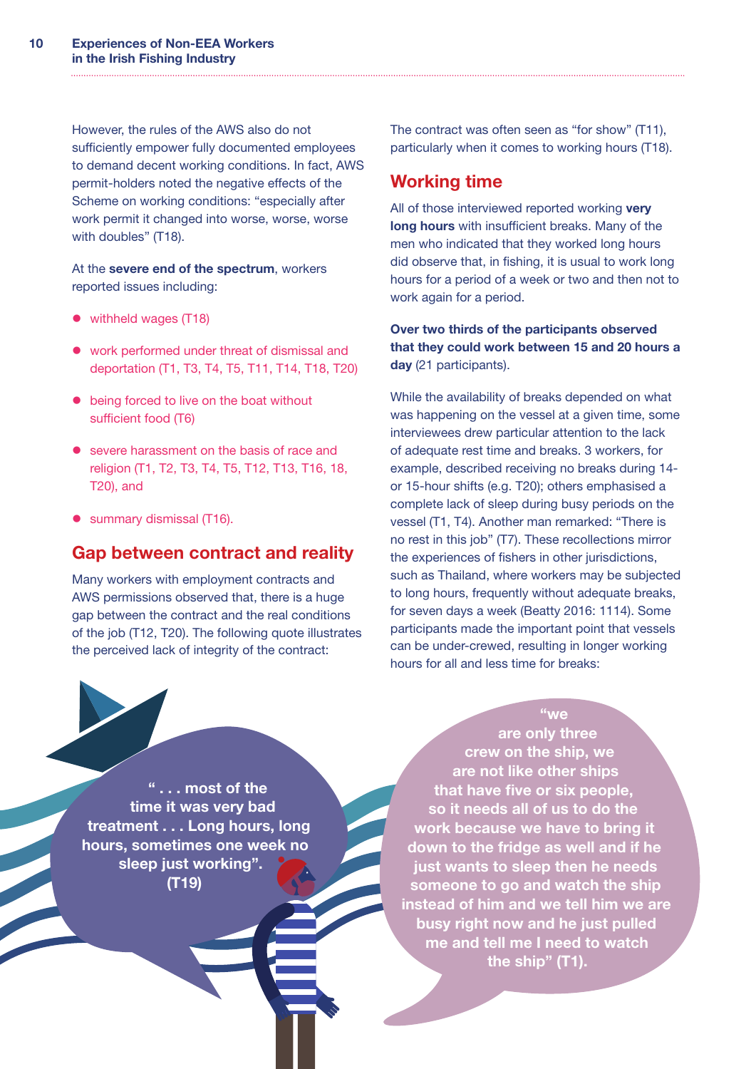However, the rules of the AWS also do not sufficiently empower fully documented employees to demand decent working conditions. In fact, AWS permit-holders noted the negative effects of the Scheme on working conditions: "especially after work permit it changed into worse, worse, worse with doubles" (T18).

At the **severe end of the spectrum**, workers reported issues including:

- withheld wages (T18)
- work performed under threat of dismissal and deportation (T1, T3, T4, T5, T11, T14, T18, T20)
- being forced to live on the boat without sufficient food (T6)
- severe harassment on the basis of race and religion (T1, T2, T3, T4, T5, T12, T13, T16, 18, T20), and
- summary dismissal (T16).

## Gap between contract and reality

Many workers with employment contracts and AWS permissions observed that, there is a huge gap between the contract and the real conditions of the job (T12, T20). The following quote illustrates the perceived lack of integrity of the contract:

The contract was often seen as "for show" (T11), particularly when it comes to working hours (T18).

## Working time

All of those interviewed reported working **very long hours** with insufficient breaks. Many of the men who indicated that they worked long hours did observe that, in fishing, it is usual to work long hours for a period of a week or two and then not to work again for a period.

**Over two thirds of the participants observed that they could work between 15 and 20 hours a day** (21 participants).

While the availability of breaks depended on what was happening on the vessel at a given time, some interviewees drew particular attention to the lack of adequate rest time and breaks. 3 workers, for example, described receiving no breaks during 14- or 15-hour shifts (e.g. T20); others emphasised a complete lack of sleep during busy periods on the vessel (T1, T4). Another man remarked: "There is no rest in this job" (T7). These recollections mirror the experiences of fishers in other jurisdictions, such as Thailand, where workers may be subjected to long hours, frequently without adequate breaks, for seven days a week (Beatty 2016: 1114). Some participants made the important point that vessels can be under-crewed, resulting in longer working hours for all and less time for breaks:

**" . . . most of the time it was very bad treatment . . . Long hours, long hours, sometimes one week no sleep just working". (T19)**

**"we are only three crew on the ship, we are not like other ships that have five or six people, so it needs all of us to do the work because we have to bring it down to the fridge as well and if he just wants to sleep then he needs someone to go and watch the ship instead of him and we tell him we are busy right now and he just pulled me and tell me I need to watch the ship" (T1).**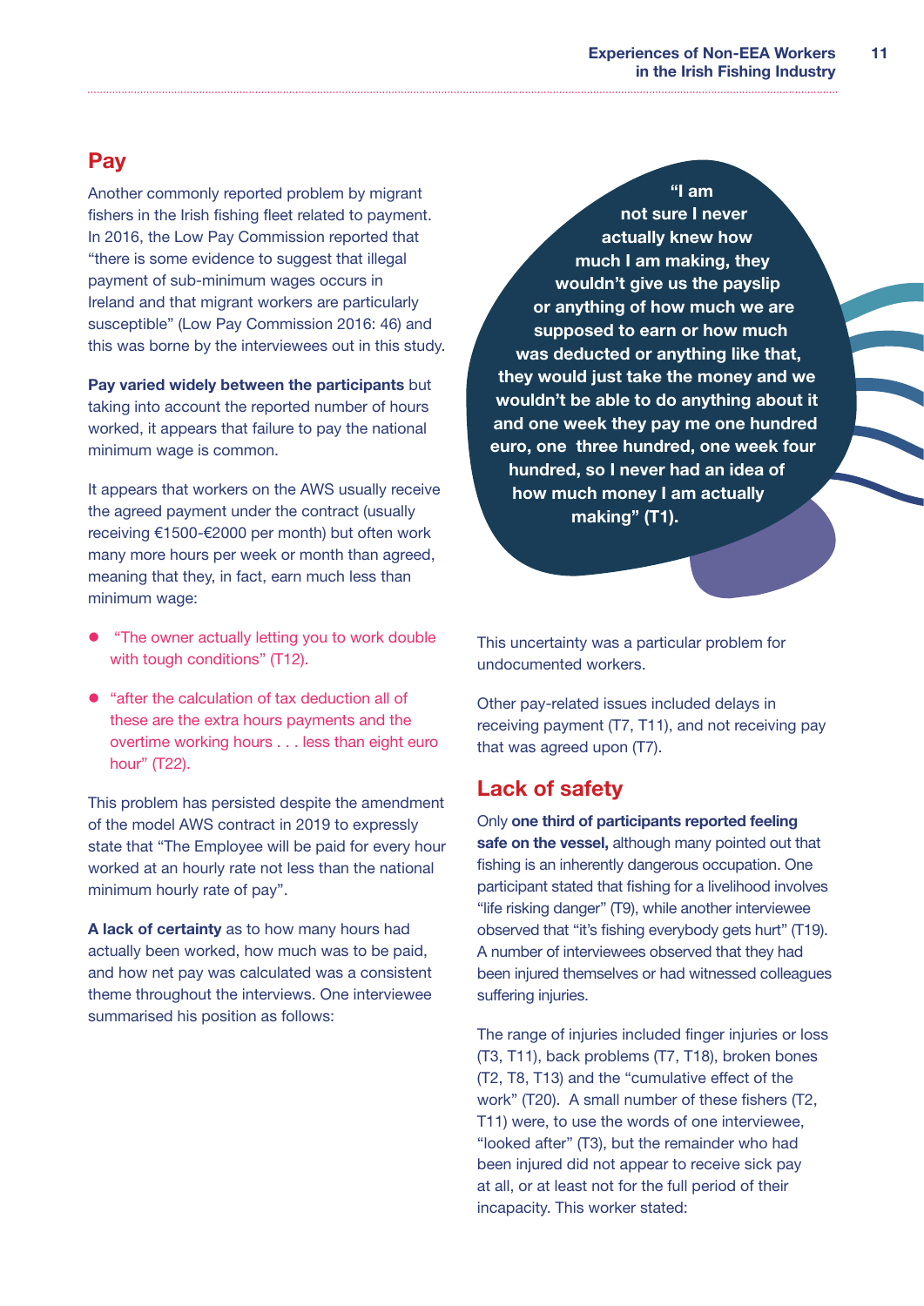## Pay

Another commonly reported problem by migrant fishers in the Irish fishing fleet related to payment. In 2016, the Low Pay Commission reported that "there is some evidence to suggest that illegal payment of sub-minimum wages occurs in Ireland and that migrant workers are particularly susceptible" (Low Pay Commission 2016: 46) and this was borne by the interviewees out in this study.

**Pay varied widely between the participants** but taking into account the reported number of hours worked, it appears that failure to pay the national minimum wage is common.

It appears that workers on the AWS usually receive the agreed payment under the contract (usually receiving €1500-€2000 per month) but often work many more hours per week or month than agreed, meaning that they, in fact, earn much less than minimum wage:

- "The owner actually letting you to work double with tough conditions" (T12).
- "after the calculation of tax deduction all of these are the extra hours payments and the overtime working hours . . . less than eight euro hour" (T22).

This problem has persisted despite the amendment of the model AWS contract in 2019 to expressly state that "The Employee will be paid for every hour worked at an hourly rate not less than the national minimum hourly rate of pay".

**A lack of certainty** as to how many hours had actually been worked, how much was to be paid, and how net pay was calculated was a consistent theme throughout the interviews. One interviewee summarised his position as follows:

**"I am not sure I never actually knew how much I am making, they wouldn't give us the payslip or anything of how much we are supposed to earn or how much was deducted or anything like that, they would just take the money and we wouldn't be able to do anything about it and one week they pay me one hundred euro, one three hundred, one week four hundred, so I never had an idea of how much money I am actually making" (T1).**

This uncertainty was a particular problem for undocumented workers.

Other pay-related issues included delays in receiving payment (T7, T11), and not receiving pay that was agreed upon (T7).

## Lack of safety

Only **one third of participants reported feeling safe on the vessel,** although many pointed out that fishing is an inherently dangerous occupation. One participant stated that fishing for a livelihood involves "life risking danger" (T9), while another interviewee observed that "it's fishing everybody gets hurt" (T19). A number of interviewees observed that they had been injured themselves or had witnessed colleagues suffering injuries.

The range of injuries included finger injuries or loss (T3, T11), back problems (T7, T18), broken bones (T2, T8, T13) and the "cumulative effect of the work" (T20). A small number of these fishers (T2, T11) were, to use the words of one interviewee, "looked after" (T3), but the remainder who had been injured did not appear to receive sick pay at all, or at least not for the full period of their incapacity. This worker stated: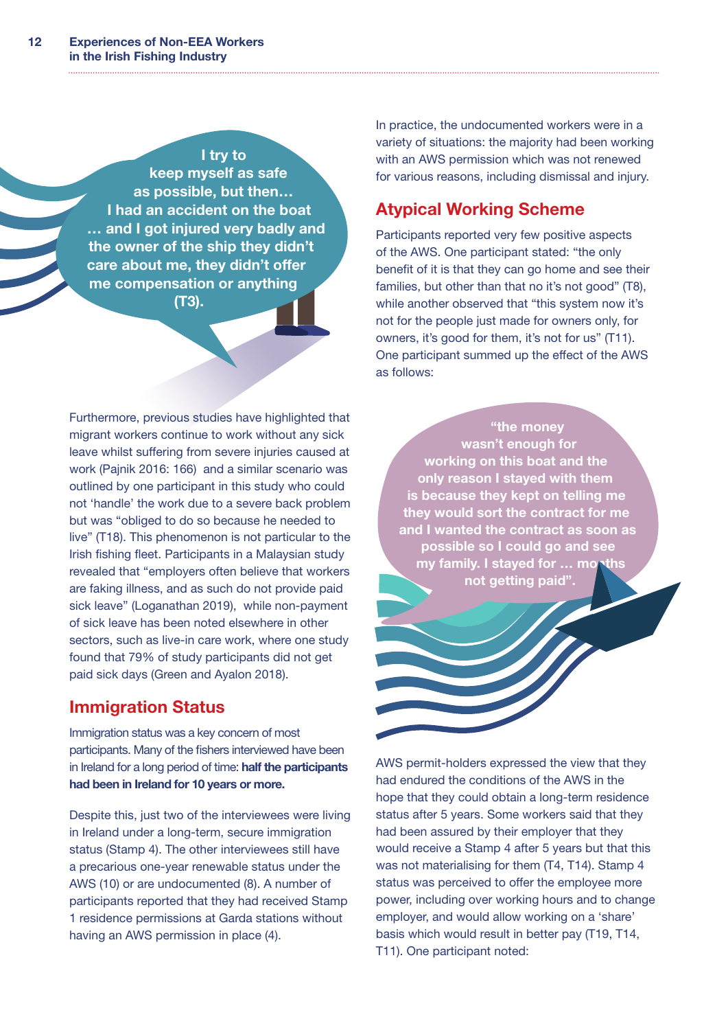> I try to keep myself as safe as possible, but then… I had an accident on the boat … and I got injured very badly and the owner of the ship they didn't care about me, they didn't offer me compensation or anything (T3).

Furthermore, previous studies have highlighted that migrant workers continue to work without any sick leave whilst suffering from severe injuries caused at work (Pajnik 2016: 166) and a similar scenario was outlined by one participant in this study who could not 'handle' the work due to a severe back problem but was "obliged to do so because he needed to live" (T18). This phenomenon is not particular to the Irish fishing fleet. Participants in a Malaysian study revealed that "employers often believe that workers are faking illness, and as such do not provide paid sick leave" (Loganathan 2019), while non-payment of sick leave has been noted elsewhere in other sectors, such as live-in care work, where one study found that 79% of study participants did not get paid sick days (Green and Ayalon 2018).

## Immigration Status

Immigration status was a key concern of most participants. Many of the fishers interviewed have been in Ireland for a long period of time: **half the participants had been in Ireland for 10 years or more.**

Despite this, just two of the interviewees were living in Ireland under a long-term, secure immigration status (Stamp 4). The other interviewees still have a precarious one-year renewable status under the AWS (10) or are undocumented (8). A number of participants reported that they had received Stamp 1 residence permissions at Garda stations without having an AWS permission in place (4).

In practice, the undocumented workers were in a variety of situations: the majority had been working with an AWS permission which was not renewed for various reasons, including dismissal and injury.

## Atypical Working Scheme

Participants reported very few positive aspects of the AWS. One participant stated: "the only benefit of it is that they can go home and see their families, but other than that no it's not good" (T8), while another observed that "this system now it's not for the people just made for owners only, for owners, it's good for them, it's not for us" (T11). One participant summed up the effect of the AWS as follows:

> "the money wasn't enough for working on this boat and the only reason I stayed with them is because they kept on telling me they would sort the contract for me and I wanted the contract as soon as possible so I could go and see my family. I stayed for … months not getting paid".

AWS permit-holders expressed the view that they had endured the conditions of the AWS in the hope that they could obtain a long-term residence status after 5 years. Some workers said that they had been assured by their employer that they would receive a Stamp 4 after 5 years but that this was not materialising for them (T4, T14). Stamp 4 status was perceived to offer the employee more power, including over working hours and to change employer, and would allow working on a 'share' basis which would result in better pay (T19, T14, T11). One participant noted: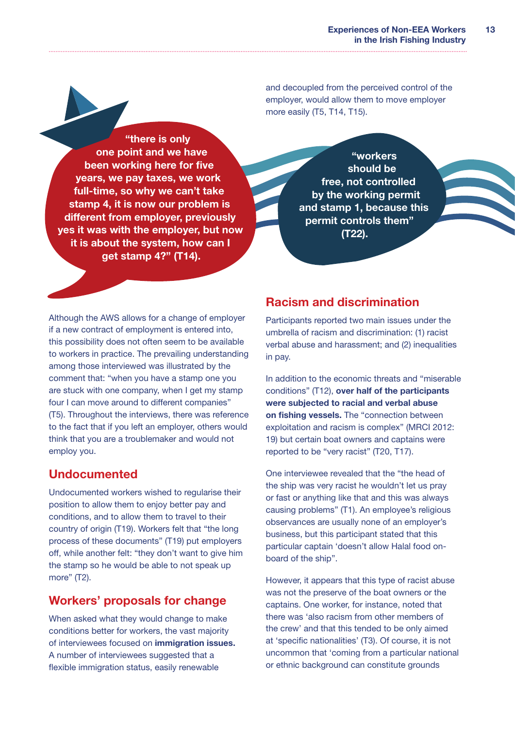and decoupled from the perceived control of the employer, would allow them to move employer more easily (T5, T14, T15).

> **"there is only one point and we have been working here for five years, we pay taxes, we work full-time, so why we can't take stamp 4, it is now our problem is different from employer, previously yes it was with the employer, but now it is about the system, how can I get stamp 4?" (T14).**

> **"workers should be free, not controlled by the working permit and stamp 1, because this permit controls them" (T22).**

Although the AWS allows for a change of employer if a new contract of employment is entered into, this possibility does not often seem to be available to workers in practice. The prevailing understanding among those interviewed was illustrated by the comment that: "when you have a stamp one you are stuck with one company, when I get my stamp four I can move around to different companies" (T5). Throughout the interviews, there was reference to the fact that if you left an employer, others would think that you are a troublemaker and would not employ you.

## Undocumented

Undocumented workers wished to regularise their position to allow them to enjoy better pay and conditions, and to allow them to travel to their country of origin (T19). Workers felt that "the long process of these documents" (T19) put employers off, while another felt: "they don't want to give him the stamp so he would be able to not speak up more" (T2).

## Workers' proposals for change

When asked what they would change to make conditions better for workers, the vast majority of interviewees focused on **immigration issues.** A number of interviewees suggested that a flexible immigration status, easily renewable

## Racism and discrimination

Participants reported two main issues under the umbrella of racism and discrimination: (1) racist verbal abuse and harassment; and (2) inequalities in pay.

In addition to the economic threats and "miserable conditions" (T12), **over half of the participants were subjected to racial and verbal abuse on fishing vessels.** The "connection between exploitation and racism is complex" (MRCI 2012: 19) but certain boat owners and captains were reported to be "very racist" (T20, T17).

One interviewee revealed that the "the head of the ship was very racist he wouldn't let us pray or fast or anything like that and this was always causing problems" (T1). An employee's religious observances are usually none of an employer's business, but this participant stated that this particular captain 'doesn't allow Halal food on-board of the ship".

However, it appears that this type of racist abuse was not the preserve of the boat owners or the captains. One worker, for instance, noted that there was 'also racism from other members of the crew' and that this tended to be only aimed at 'specific nationalities' (T3). Of course, it is not uncommon that 'coming from a particular national or ethnic background can constitute grounds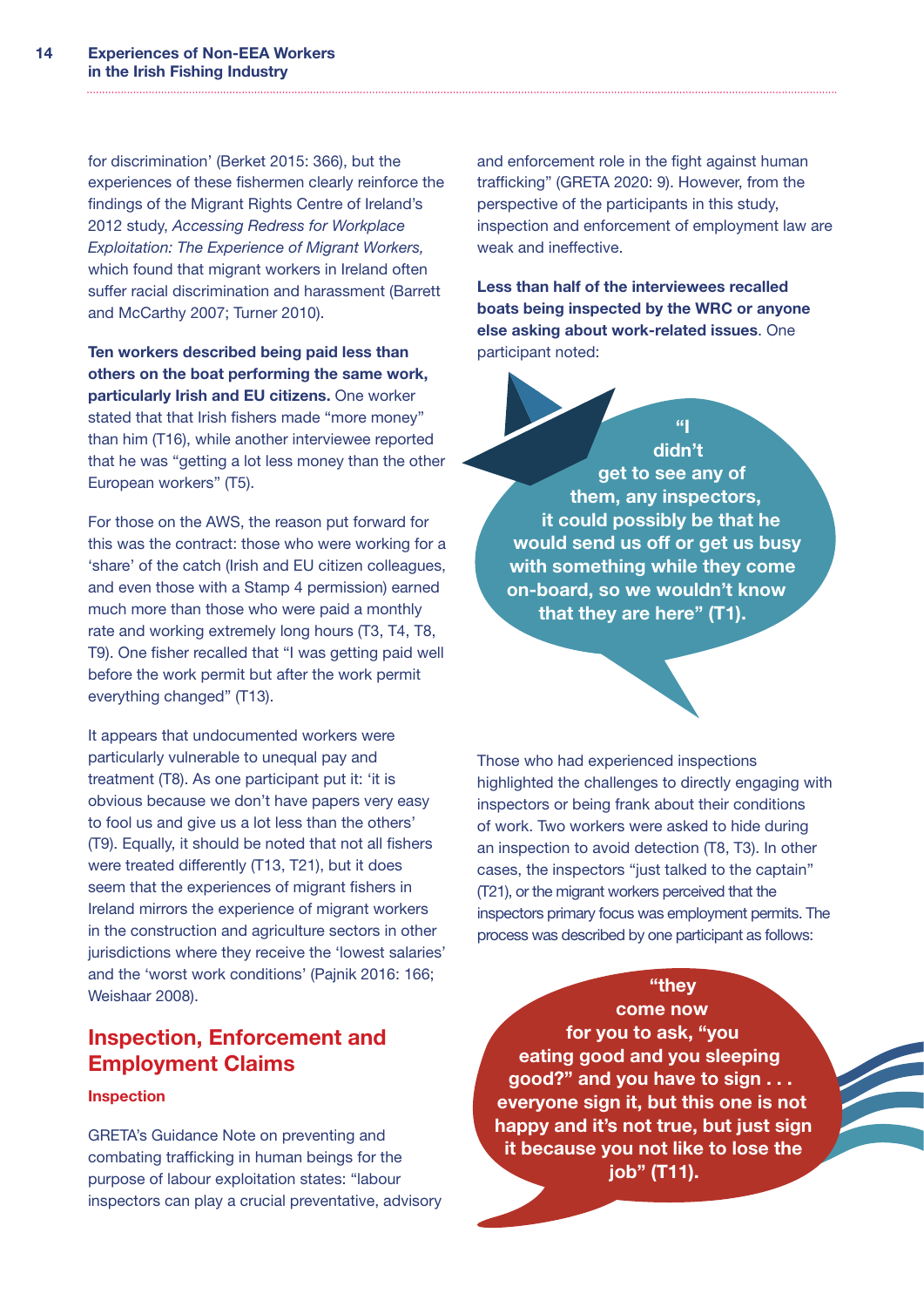for discrimination' (Berket 2015: 366), but the experiences of these fishermen clearly reinforce the findings of the Migrant Rights Centre of Ireland's 2012 study, *Accessing Redress for Workplace Exploitation: The Experience of Migrant Workers,* which found that migrant workers in Ireland often suffer racial discrimination and harassment (Barrett and McCarthy 2007; Turner 2010).

**Ten workers described being paid less than others on the boat performing the same work, particularly Irish and EU citizens.** One worker stated that that Irish fishers made "more money" than him (T16), while another interviewee reported that he was "getting a lot less money than the other European workers" (T5).

For those on the AWS, the reason put forward for this was the contract: those who were working for a 'share' of the catch (Irish and EU citizen colleagues, and even those with a Stamp 4 permission) earned much more than those who were paid a monthly rate and working extremely long hours (T3, T4, T8, T9). One fisher recalled that "I was getting paid well before the work permit but after the work permit everything changed" (T13).

It appears that undocumented workers were particularly vulnerable to unequal pay and treatment (T8). As one participant put it: 'it is obvious because we don't have papers very easy to fool us and give us a lot less than the others' (T9). Equally, it should be noted that not all fishers were treated differently (T13, T21), but it does seem that the experiences of migrant fishers in Ireland mirrors the experience of migrant workers in the construction and agriculture sectors in other jurisdictions where they receive the 'lowest salaries' and the 'worst work conditions' (Pajnik 2016: 166; Weishaar 2008).

## Inspection, Enforcement and Employment Claims

### Inspection

GRETA's Guidance Note on preventing and combating trafficking in human beings for the purpose of labour exploitation states: "labour inspectors can play a crucial preventative, advisory and enforcement role in the fight against human trafficking" (GRETA 2020: 9). However, from the perspective of the participants in this study, inspection and enforcement of employment law are weak and ineffective.

**Less than half of the interviewees recalled boats being inspected by the WRC or anyone else asking about work-related issues**. One participant noted:

> **"I didn't get to see any of them, any inspectors, it could possibly be that he would send us off or get us busy with something while they come on-board, so we wouldn't know that they are here" (T1).**

Those who had experienced inspections highlighted the challenges to directly engaging with inspectors or being frank about their conditions of work. Two workers were asked to hide during an inspection to avoid detection (T8, T3). In other cases, the inspectors "just talked to the captain" (T21), or the migrant workers perceived that the inspectors primary focus was employment permits. The process was described by one participant as follows:

> **"they come now for you to ask, "you eating good and you sleeping good?" and you have to sign . . . everyone sign it, but this one is not happy and it's not true, but just sign it because you not like to lose the job" (T11).**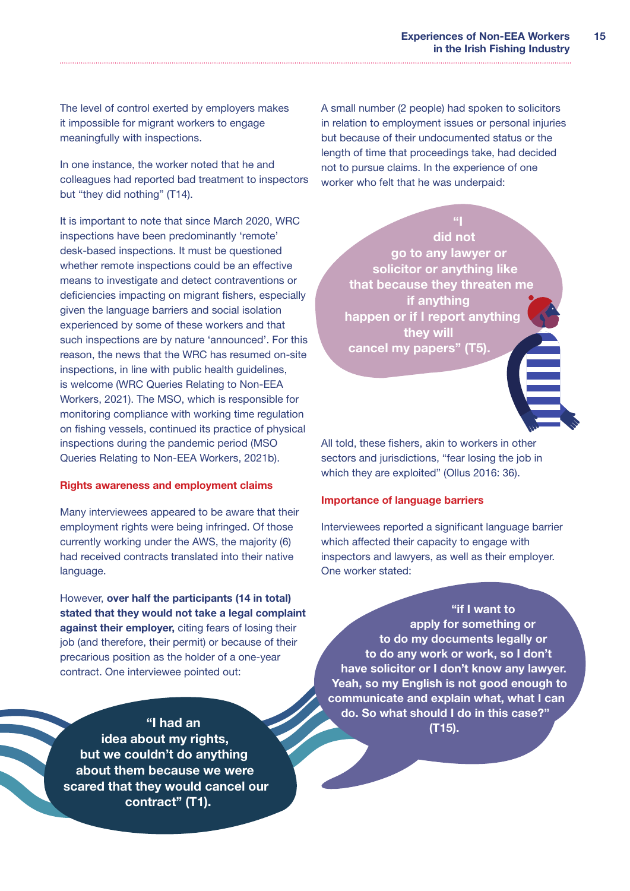The level of control exerted by employers makes it impossible for migrant workers to engage meaningfully with inspections.

In one instance, the worker noted that he and colleagues had reported bad treatment to inspectors but "they did nothing" (T14).

It is important to note that since March 2020, WRC inspections have been predominantly 'remote' desk-based inspections. It must be questioned whether remote inspections could be an effective means to investigate and detect contraventions or deficiencies impacting on migrant fishers, especially given the language barriers and social isolation experienced by some of these workers and that such inspections are by nature 'announced'. For this reason, the news that the WRC has resumed on-site inspections, in line with public health guidelines, is welcome (WRC Queries Relating to Non-EEA Workers, 2021). The MSO, which is responsible for monitoring compliance with working time regulation on fishing vessels, continued its practice of physical inspections during the pandemic period (MSO Queries Relating to Non-EEA Workers, 2021b).

### Rights awareness and employment claims

Many interviewees appeared to be aware that their employment rights were being infringed. Of those currently working under the AWS, the majority (6) had received contracts translated into their native language.

However, **over half the participants (14 in total) stated that they would not take a legal complaint against their employer,** citing fears of losing their job (and therefore, their permit) or because of their precarious position as the holder of a one-year contract. One interviewee pointed out:

> **"I had an idea about my rights, but we couldn't do anything about them because we were scared that they would cancel our contract" (T1).**

A small number (2 people) had spoken to solicitors in relation to employment issues or personal injuries but because of their undocumented status or the length of time that proceedings take, had decided not to pursue claims. In the experience of one worker who felt that he was underpaid:

> **"I did not go to any lawyer or solicitor or anything like that because they threaten me if anything happen or if I report anything they will cancel my papers" (T5).**

All told, these fishers, akin to workers in other sectors and jurisdictions, "fear losing the job in which they are exploited" (Ollus 2016: 36).

### Importance of language barriers

Interviewees reported a significant language barrier which affected their capacity to engage with inspectors and lawyers, as well as their employer. One worker stated:

> **"if I want to apply for something or to do my documents legally or to do any work or work, so I don't have solicitor or I don't know any lawyer. Yeah, so my English is not good enough to communicate and explain what, what I can do. So what should I do in this case?" (T15).**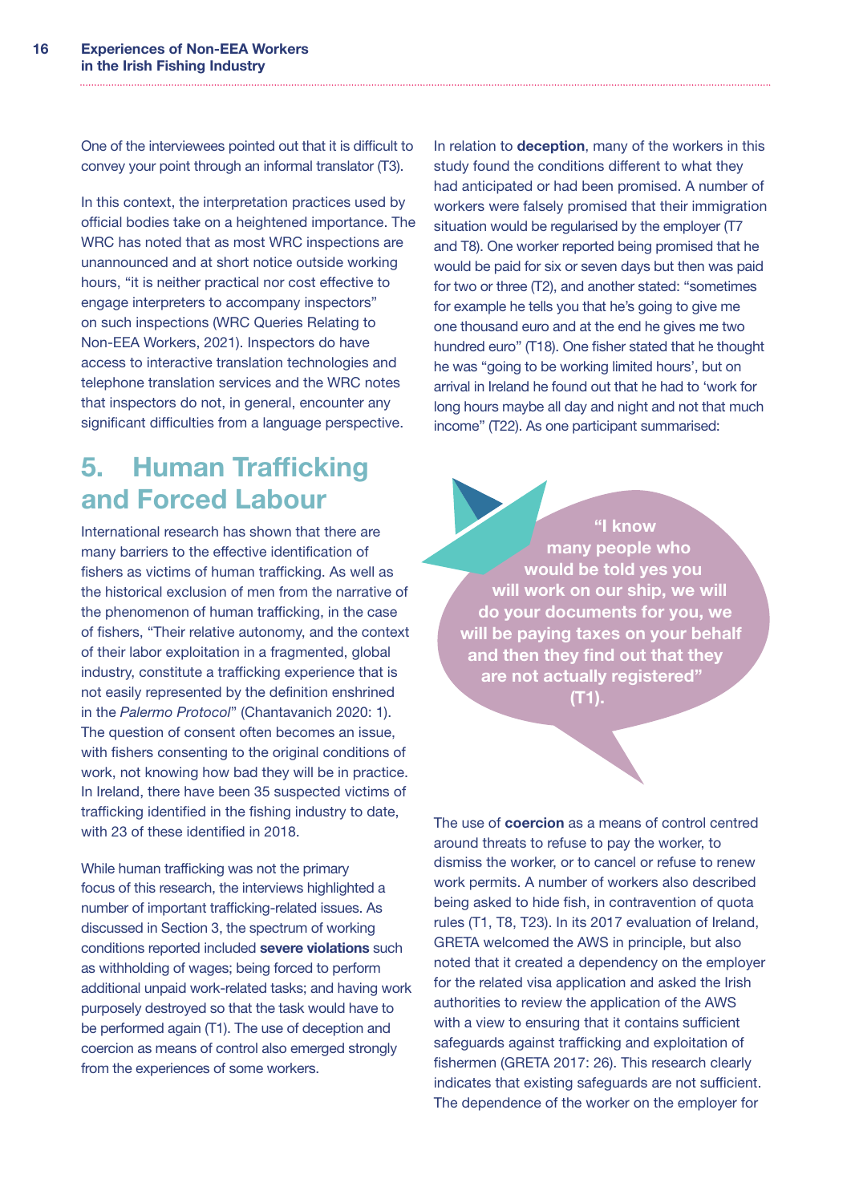One of the interviewees pointed out that it is difficult to convey your point through an informal translator (T3).

In this context, the interpretation practices used by official bodies take on a heightened importance. The WRC has noted that as most WRC inspections are unannounced and at short notice outside working hours, "it is neither practical nor cost effective to engage interpreters to accompany inspectors" on such inspections (WRC Queries Relating to Non-EEA Workers, 2021). Inspectors do have access to interactive translation technologies and telephone translation services and the WRC notes that inspectors do not, in general, encounter any significant difficulties from a language perspective.

## 5. Human Trafficking and Forced Labour

International research has shown that there are many barriers to the effective identification of fishers as victims of human trafficking. As well as the historical exclusion of men from the narrative of the phenomenon of human trafficking, in the case of fishers, "Their relative autonomy, and the context of their labor exploitation in a fragmented, global industry, constitute a trafficking experience that is not easily represented by the definition enshrined in the *Palermo Protocol*" (Chantavanich 2020: 1). The question of consent often becomes an issue, with fishers consenting to the original conditions of work, not knowing how bad they will be in practice. In Ireland, there have been 35 suspected victims of trafficking identified in the fishing industry to date, with 23 of these identified in 2018.

While human trafficking was not the primary focus of this research, the interviews highlighted a number of important trafficking-related issues. As discussed in Section 3, the spectrum of working conditions reported included **severe violations** such as withholding of wages; being forced to perform additional unpaid work-related tasks; and having work purposely destroyed so that the task would have to be performed again (T1). The use of deception and coercion as means of control also emerged strongly from the experiences of some workers.

In relation to **deception**, many of the workers in this study found the conditions different to what they had anticipated or had been promised. A number of workers were falsely promised that their immigration situation would be regularised by the employer (T7 and T8). One worker reported being promised that he would be paid for six or seven days but then was paid for two or three (T2), and another stated: "sometimes for example he tells you that he's going to give me one thousand euro and at the end he gives me two hundred euro" (T18). One fisher stated that he thought he was "going to be working limited hours', but on arrival in Ireland he found out that he had to 'work for long hours maybe all day and night and not that much income" (T22). As one participant summarised:

> **"I know many people who would be told yes you will work on our ship, we will do your documents for you, we will be paying taxes on your behalf and then they find out that they are not actually registered" (T1).**

The use of **coercion** as a means of control centred around threats to refuse to pay the worker, to dismiss the worker, or to cancel or refuse to renew work permits. A number of workers also described being asked to hide fish, in contravention of quota rules (T1, T8, T23). In its 2017 evaluation of Ireland, GRETA welcomed the AWS in principle, but also noted that it created a dependency on the employer for the related visa application and asked the Irish authorities to review the application of the AWS with a view to ensuring that it contains sufficient safeguards against trafficking and exploitation of fishermen (GRETA 2017: 26). This research clearly indicates that existing safeguards are not sufficient. The dependence of the worker on the employer for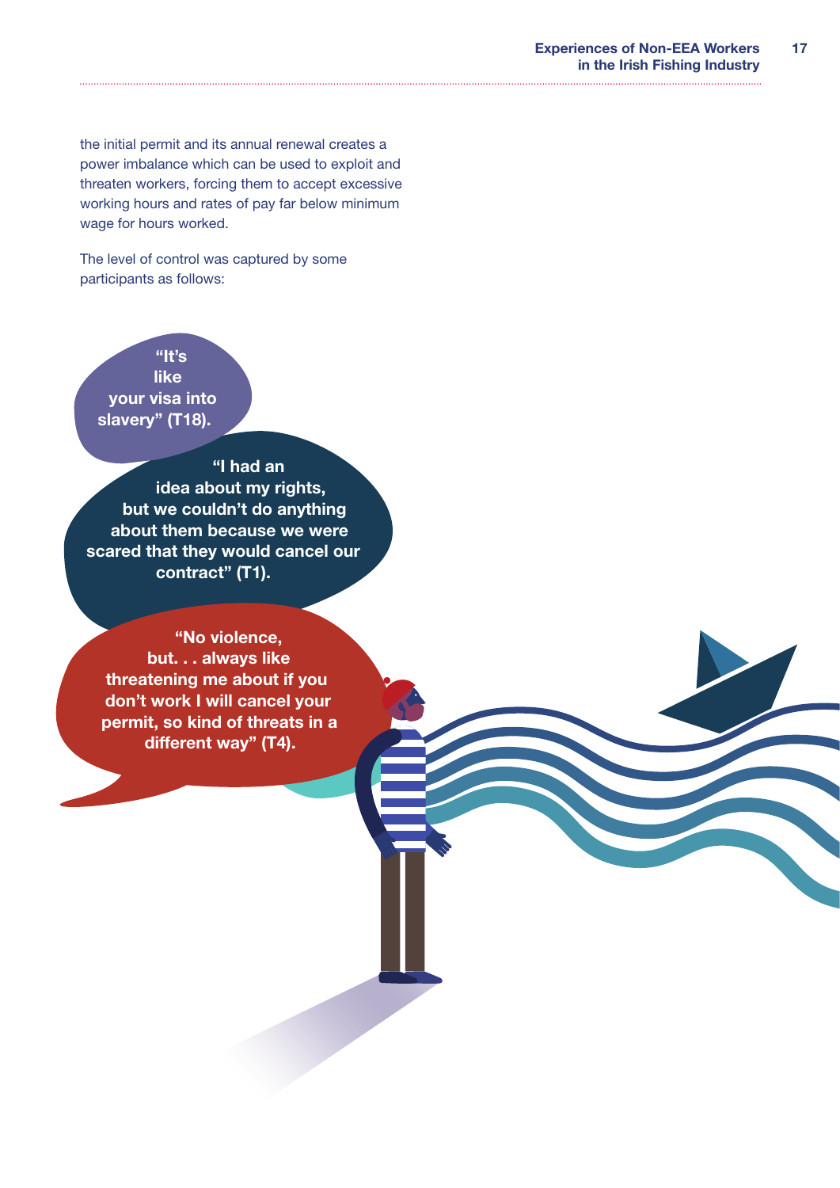the initial permit and its annual renewal creates a power imbalance which can be used to exploit and threaten workers, forcing them to accept excessive working hours and rates of pay far below minimum wage for hours worked.

The level of control was captured by some participants as follows:

**"It's like your visa into slavery" (T18).**

**"I had an idea about my rights, but we couldn't do anything about them because we were scared that they would cancel our contract" (T1).**

**"No violence, but. . . always like threatening me about if you don't work I will cancel your permit, so kind of threats in a different way" (T4).**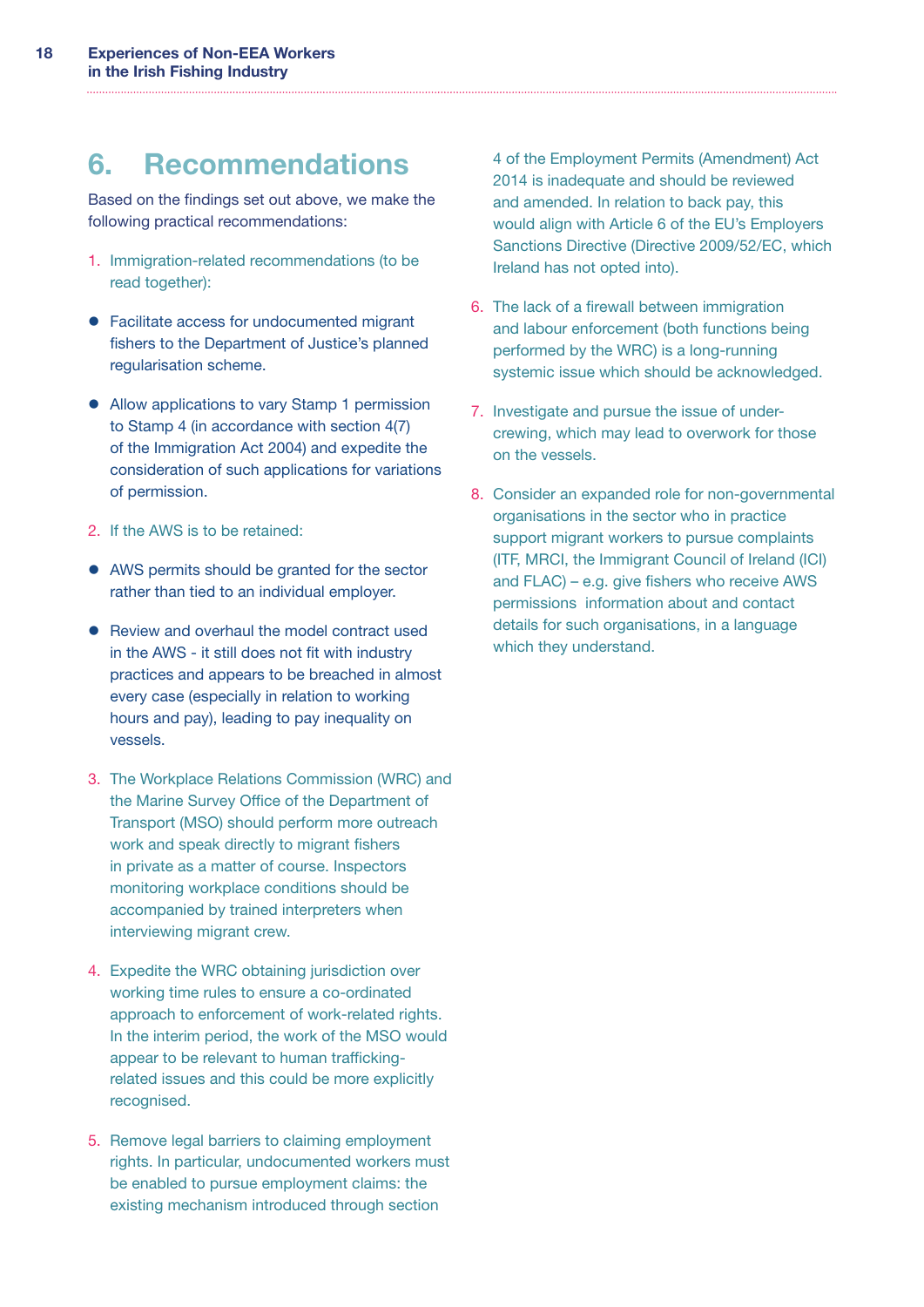# 6. Recommendations

Based on the findings set out above, we make the following practical recommendations:

1. Immigration-related recommendations (to be read together):

- Facilitate access for undocumented migrant fishers to the Department of Justice's planned regularisation scheme.
- Allow applications to vary Stamp 1 permission to Stamp 4 (in accordance with section 4(7) of the Immigration Act 2004) and expedite the consideration of such applications for variations of permission.

2. If the AWS is to be retained:

- AWS permits should be granted for the sector rather than tied to an individual employer.
- Review and overhaul the model contract used in the AWS - it still does not fit with industry practices and appears to be breached in almost every case (especially in relation to working hours and pay), leading to pay inequality on vessels.

3. The Workplace Relations Commission (WRC) and the Marine Survey Office of the Department of Transport (MSO) should perform more outreach work and speak directly to migrant fishers in private as a matter of course. Inspectors monitoring workplace conditions should be accompanied by trained interpreters when interviewing migrant crew.

4. Expedite the WRC obtaining jurisdiction over working time rules to ensure a co-ordinated approach to enforcement of work-related rights. In the interim period, the work of the MSO would appear to be relevant to human trafficking-related issues and this could be more explicitly recognised.

5. Remove legal barriers to claiming employment rights. In particular, undocumented workers must be enabled to pursue employment claims: the existing mechanism introduced through section 4 of the Employment Permits (Amendment) Act 2014 is inadequate and should be reviewed and amended. In relation to back pay, this would align with Article 6 of the EU's Employers Sanctions Directive (Directive 2009/52/EC, which Ireland has not opted into).

6. The lack of a firewall between immigration and labour enforcement (both functions being performed by the WRC) is a long-running systemic issue which should be acknowledged.

7. Investigate and pursue the issue of under-crewing, which may lead to overwork for those on the vessels.

8. Consider an expanded role for non-governmental organisations in the sector who in practice support migrant workers to pursue complaints (ITF, MRCI, the Immigrant Council of Ireland (ICI) and FLAC) – e.g. give fishers who receive AWS permissions information about and contact details for such organisations, in a language which they understand.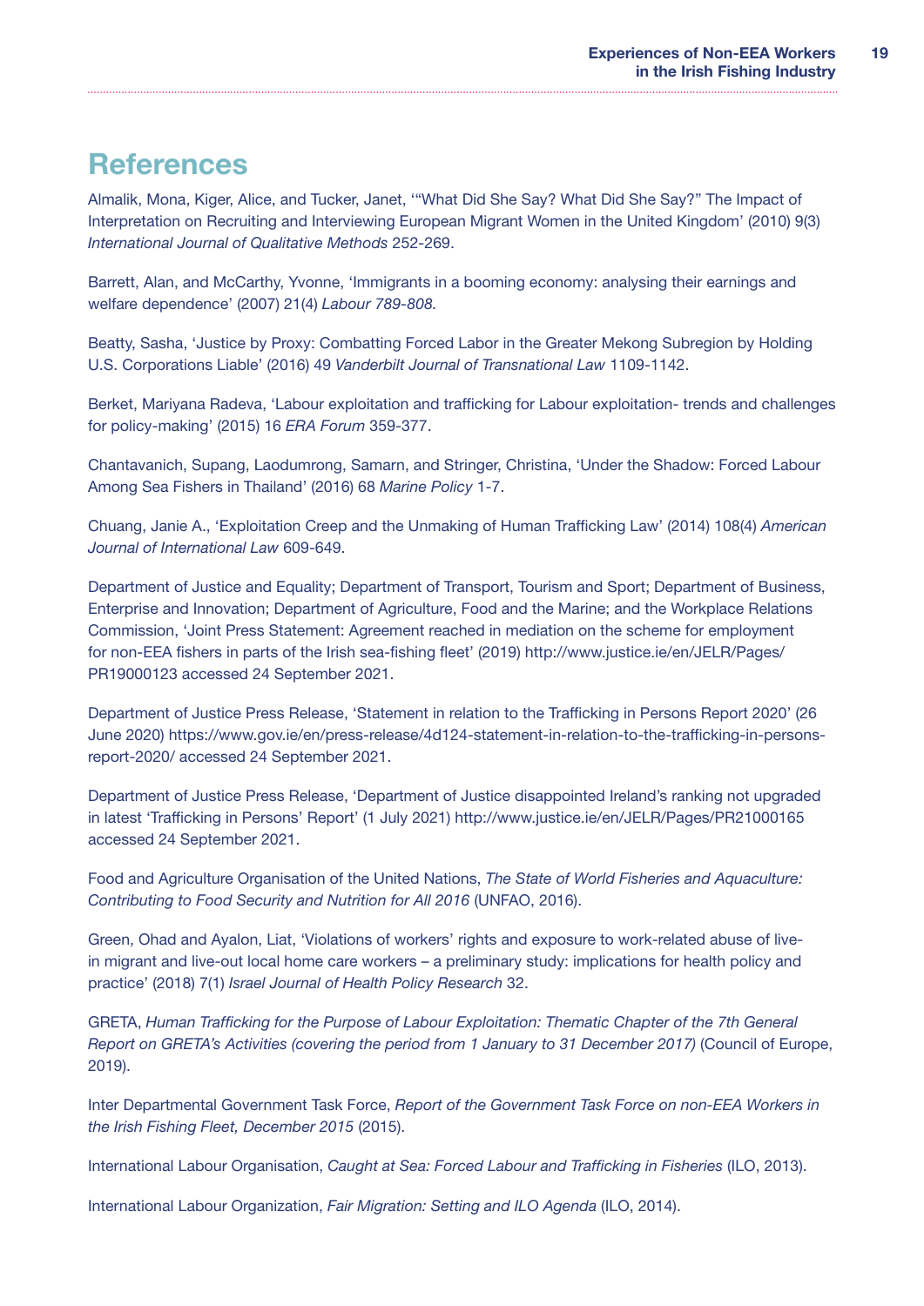# References

Almalik, Mona, Kiger, Alice, and Tucker, Janet, '"What Did She Say? What Did She Say?" The Impact of Interpretation on Recruiting and Interviewing European Migrant Women in the United Kingdom' (2010) 9(3) *International Journal of Qualitative Methods* 252-269.

Barrett, Alan, and McCarthy, Yvonne, 'Immigrants in a booming economy: analysing their earnings and welfare dependence' (2007) 21(4) *Labour 789-808.*

Beatty, Sasha, 'Justice by Proxy: Combatting Forced Labor in the Greater Mekong Subregion by Holding U.S. Corporations Liable' (2016) 49 *Vanderbilt Journal of Transnational Law* 1109-1142.

Berket, Mariyana Radeva, 'Labour exploitation and trafficking for Labour exploitation- trends and challenges for policy-making' (2015) 16 *ERA Forum* 359-377.

Chantavanich, Supang, Laodumrong, Samarn, and Stringer, Christina, 'Under the Shadow: Forced Labour Among Sea Fishers in Thailand' (2016) 68 *Marine Policy* 1-7.

Chuang, Janie A., 'Exploitation Creep and the Unmaking of Human Trafficking Law' (2014) 108(4) *American Journal of International Law* 609-649.

Department of Justice and Equality; Department of Transport, Tourism and Sport; Department of Business, Enterprise and Innovation; Department of Agriculture, Food and the Marine; and the Workplace Relations Commission, 'Joint Press Statement: Agreement reached in mediation on the scheme for employment for non-EEA fishers in parts of the Irish sea-fishing fleet' (2019) http://www.justice.ie/en/JELR/Pages/PR19000123 accessed 24 September 2021.

Department of Justice Press Release, 'Statement in relation to the Trafficking in Persons Report 2020' (26 June 2020) https://www.gov.ie/en/press-release/4d124-statement-in-relation-to-the-trafficking-in-persons-report-2020/ accessed 24 September 2021.

Department of Justice Press Release, 'Department of Justice disappointed Ireland's ranking not upgraded in latest 'Trafficking in Persons' Report' (1 July 2021) http://www.justice.ie/en/JELR/Pages/PR21000165 accessed 24 September 2021.

Food and Agriculture Organisation of the United Nations, *The State of World Fisheries and Aquaculture: Contributing to Food Security and Nutrition for All 2016* (UNFAO, 2016).

Green, Ohad and Ayalon, Liat, 'Violations of workers' rights and exposure to work-related abuse of live-in migrant and live-out local home care workers – a preliminary study: implications for health policy and practice' (2018) 7(1) *Israel Journal of Health Policy Research* 32.

GRETA, *Human Trafficking for the Purpose of Labour Exploitation: Thematic Chapter of the 7th General Report on GRETA's Activities (covering the period from 1 January to 31 December 2017)* (Council of Europe, 2019).

Inter Departmental Government Task Force, *Report of the Government Task Force on non-EEA Workers in the Irish Fishing Fleet, December 2015* (2015).

International Labour Organisation, *Caught at Sea: Forced Labour and Trafficking in Fisheries* (ILO, 2013).

International Labour Organization, *Fair Migration: Setting and ILO Agenda* (ILO, 2014).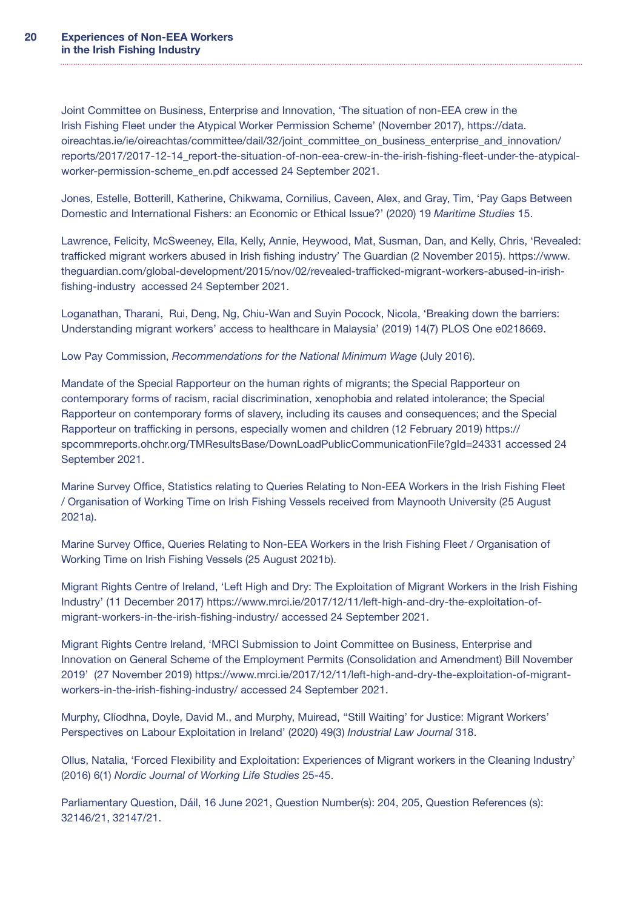Joint Committee on Business, Enterprise and Innovation, 'The situation of non-EEA crew in the Irish Fishing Fleet under the Atypical Worker Permission Scheme' (November 2017), https://data.oireachtas.ie/ie/oireachtas/committee/dail/32/joint_committee_on_business_enterprise_and_innovation/reports/2017/2017-12-14_report-the-situation-of-non-eea-crew-in-the-irish-fishing-fleet-under-the-atypical-worker-permission-scheme_en.pdf accessed 24 September 2021.

Jones, Estelle, Botterill, Katherine, Chikwama, Cornilius, Caveen, Alex, and Gray, Tim, 'Pay Gaps Between Domestic and International Fishers: an Economic or Ethical Issue?' (2020) 19 *Maritime Studies* 15.

Lawrence, Felicity, McSweeney, Ella, Kelly, Annie, Heywood, Mat, Susman, Dan, and Kelly, Chris, 'Revealed: trafficked migrant workers abused in Irish fishing industry' The Guardian (2 November 2015). https://www.theguardian.com/global-development/2015/nov/02/revealed-trafficked-migrant-workers-abused-in-irish-fishing-industry accessed 24 September 2021.

Loganathan, Tharani, Rui, Deng, Ng, Chiu-Wan and Suyin Pocock, Nicola, 'Breaking down the barriers: Understanding migrant workers' access to healthcare in Malaysia' (2019) 14(7) PLOS One e0218669.

Low Pay Commission, *Recommendations for the National Minimum Wage* (July 2016).

Mandate of the Special Rapporteur on the human rights of migrants; the Special Rapporteur on contemporary forms of racism, racial discrimination, xenophobia and related intolerance; the Special Rapporteur on contemporary forms of slavery, including its causes and consequences; and the Special Rapporteur on trafficking in persons, especially women and children (12 February 2019) https://spcommreports.ohchr.org/TMResultsBase/DownLoadPublicCommunicationFile?gId=24331 accessed 24 September 2021.

Marine Survey Office, Statistics relating to Queries Relating to Non-EEA Workers in the Irish Fishing Fleet / Organisation of Working Time on Irish Fishing Vessels received from Maynooth University (25 August 2021a).

Marine Survey Office, Queries Relating to Non-EEA Workers in the Irish Fishing Fleet / Organisation of Working Time on Irish Fishing Vessels (25 August 2021b).

Migrant Rights Centre of Ireland, 'Left High and Dry: The Exploitation of Migrant Workers in the Irish Fishing Industry' (11 December 2017) https://www.mrci.ie/2017/12/11/left-high-and-dry-the-exploitation-of-migrant-workers-in-the-irish-fishing-industry/ accessed 24 September 2021.

Migrant Rights Centre Ireland, 'MRCI Submission to Joint Committee on Business, Enterprise and Innovation on General Scheme of the Employment Permits (Consolidation and Amendment) Bill November 2019' (27 November 2019) https://www.mrci.ie/2017/12/11/left-high-and-dry-the-exploitation-of-migrant-workers-in-the-irish-fishing-industry/ accessed 24 September 2021.

Murphy, Clíodhna, Doyle, David M., and Murphy, Muiread, "Still Waiting' for Justice: Migrant Workers' Perspectives on Labour Exploitation in Ireland' (2020) 49(3) *Industrial Law Journal* 318.

Ollus, Natalia, 'Forced Flexibility and Exploitation: Experiences of Migrant workers in the Cleaning Industry' (2016) 6(1) *Nordic Journal of Working Life Studies* 25-45.

Parliamentary Question, Dáil, 16 June 2021, Question Number(s): 204, 205, Question References (s): 32146/21, 32147/21.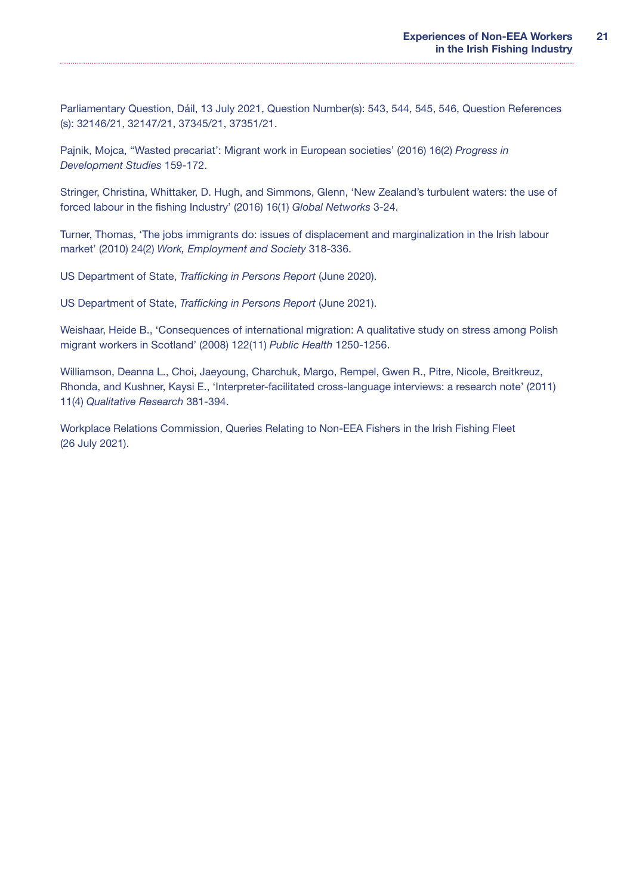Parliamentary Question, Dáil, 13 July 2021, Question Number(s): 543, 544, 545, 546, Question References (s): 32146/21, 32147/21, 37345/21, 37351/21.

Pajnik, Mojca, ''Wasted precariat': Migrant work in European societies' (2016) 16(2) *Progress in Development Studies* 159-172.

Stringer, Christina, Whittaker, D. Hugh, and Simmons, Glenn, 'New Zealand's turbulent waters: the use of forced labour in the fishing Industry' (2016) 16(1) *Global Networks* 3-24.

Turner, Thomas, 'The jobs immigrants do: issues of displacement and marginalization in the Irish labour market' (2010) 24(2) *Work, Employment and Society* 318-336.

US Department of State, *Trafficking in Persons Report* (June 2020).

US Department of State, *Trafficking in Persons Report* (June 2021).

Weishaar, Heide B., 'Consequences of international migration: A qualitative study on stress among Polish migrant workers in Scotland' (2008) 122(11) *Public Health* 1250-1256.

Williamson, Deanna L., Choi, Jaeyoung, Charchuk, Margo, Rempel, Gwen R., Pitre, Nicole, Breitkreuz, Rhonda, and Kushner, Kaysi E., 'Interpreter-facilitated cross-language interviews: a research note' (2011) 11(4) *Qualitative Research* 381-394.

Workplace Relations Commission, Queries Relating to Non-EEA Fishers in the Irish Fishing Fleet (26 July 2021).